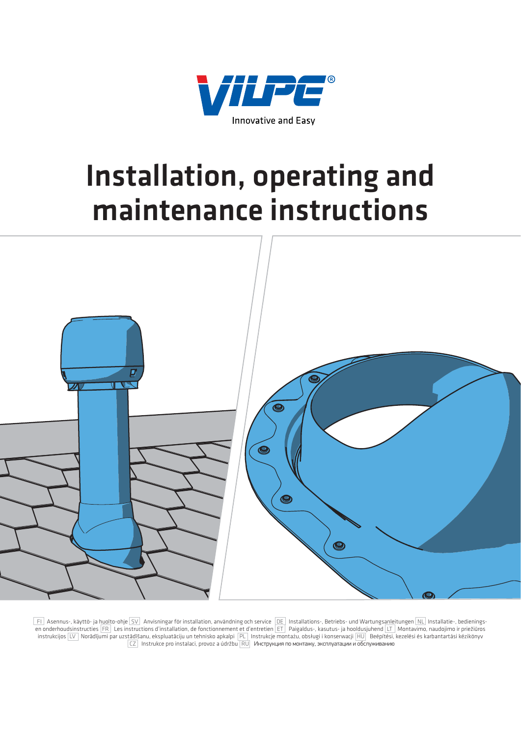VILPE®

Innovative and Easy

# Installation, operating and maintenance instructions

FI Asennus-, käyttö- ja huolto-ohje SV Anvisningar för installation, användning och service DE Installations-, Betriebs- und Wartungsanleitungen NL Installatie-, bedienings- en onderhoudsinstructies FR Les instructions d'installation, de fonctionnement et d'entretien ET Paigaldus-, kasutus- ja hooldusjuhend LT Montavimo, naudojimo ir priežiūros instrukcijos LV Norādījumi par uzstādīšanu, ekspluatāciju un tehnisko apkalpi PL Instrukcje montażu, obsługi i konserwacji HU Beépítési, kezelési és karbantartási kézikönyv CZ Instrukce pro instalaci, provoz a údržbu RU Инструкция по монтажу, эксплуатации и обслуживанию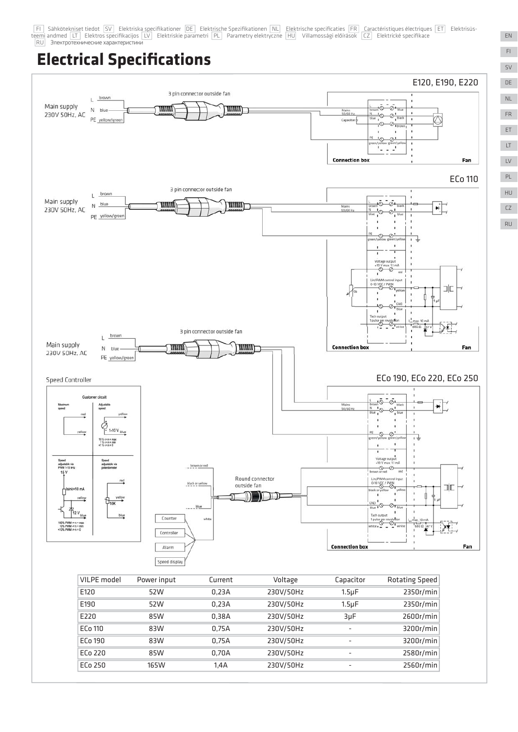FI Sähkötekniset tiedot SV Elektriska specifikationer DE Elektrische Spezifikationen NL Elektrische specificaties FR Caractéristiques électriques ET Elektrisüsteemi andmed LT Elektros specifikacijos LV Elektriskie parametri PL Parametry elektryczne HU Villamossági előírások CZ Elektrické specifikace RU Электротехнические характеристики

# Electrical Specifications

E120, E190, E220

Main supply 230V 50Hz, AC

L brown
N blue
PE yellow/green

3 pin connector outside fan

Connection box — Fan

ECo 110

Main supply 230V 50Hz, AC

L brown
N blue
PE yellow/green

3 pin connector outside fan

Connection box — Fan

ECo 190, ECo 220, ECo 250

Main supply 230V 50Hz, AC

L brown
N blue
PE yellow/green

3 pin connector outside fan

Speed Controller

Round connector outside fan

Counter
Controller
Alarm
Speed display

Connection box — Fan

| VILPE model | Power input | Current | Voltage | Capacitor | Rotating Speed |
| --- | --- | --- | --- | --- | --- |
| E120 | 52W | 0,23A | 230V/50Hz | 1.5μF | 2350r/min |
| E190 | 52W | 0,23A | 230V/50Hz | 1.5μF | 2350r/min |
| E220 | 85W | 0,38A | 230V/50Hz | 3μF | 2600r/min |
| ECo 110 | 83W | 0,75A | 230V/50Hz | - | 3200r/min |
| ECo 190 | 83W | 0,75A | 230V/50Hz | - | 3200r/min |
| ECo 220 | 85W | 0,70A | 230V/50Hz | - | 2580r/min |
| ECo 250 | 165W | 1,4A | 230V/50Hz | - | 2560r/min |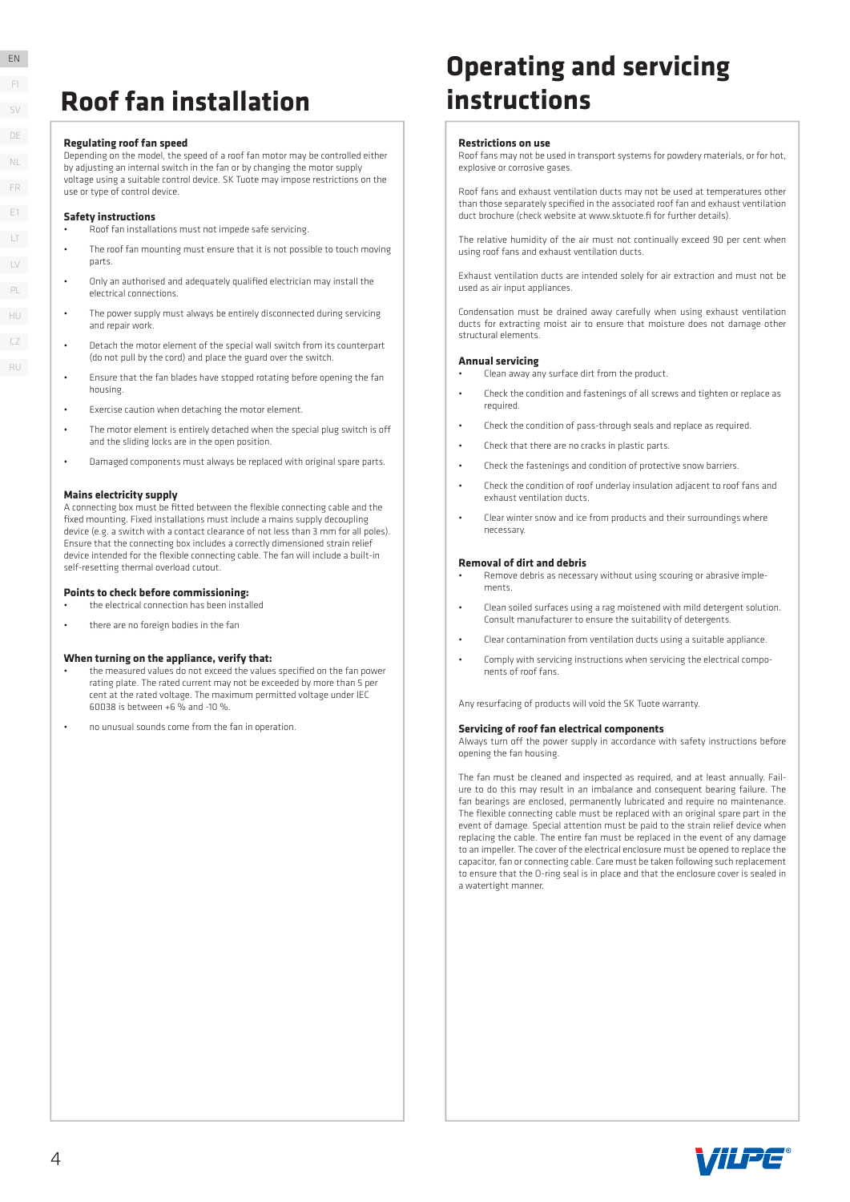# Roof fan installation

### Regulating roof fan speed

Depending on the model, the speed of a roof fan motor may be controlled either by adjusting an internal switch in the fan or by changing the motor supply voltage using a suitable control device. SK Tuote may impose restrictions on the use or type of control device.

### Safety instructions

- Roof fan installations must not impede safe servicing.
- The roof fan mounting must ensure that it is not possible to touch moving parts.
- Only an authorised and adequately qualified electrician may install the electrical connections.
- The power supply must always be entirely disconnected during servicing and repair work.
- Detach the motor element of the special wall switch from its counterpart (do not pull by the cord) and place the guard over the switch.
- Ensure that the fan blades have stopped rotating before opening the fan housing.
- Exercise caution when detaching the motor element.
- The motor element is entirely detached when the special plug switch is off and the sliding locks are in the open position.
- Damaged components must always be replaced with original spare parts.

### Mains electricity supply

A connecting box must be fitted between the flexible connecting cable and the fixed mounting. Fixed installations must include a mains supply decoupling device (e.g. a switch with a contact clearance of not less than 3 mm for all poles). Ensure that the connecting box includes a correctly dimensioned strain relief device intended for the flexible connecting cable. The fan will include a built-in self-resetting thermal overload cutout.

### Points to check before commissioning:

- the electrical connection has been installed
- there are no foreign bodies in the fan

### When turning on the appliance, verify that:

- the measured values do not exceed the values specified on the fan power rating plate. The rated current may not be exceeded by more than 5 per cent at the rated voltage. The maximum permitted voltage under IEC 60038 is between +6 % and -10 %.
- no unusual sounds come from the fan in operation.

# Operating and servicing instructions

### Restrictions on use

Roof fans may not be used in transport systems for powdery materials, or for hot, explosive or corrosive gases.

Roof fans and exhaust ventilation ducts may not be used at temperatures other than those separately specified in the associated roof fan and exhaust ventilation duct brochure (check website at www.sktuote.fi for further details).

The relative humidity of the air must not continually exceed 90 per cent when using roof fans and exhaust ventilation ducts.

Exhaust ventilation ducts are intended solely for air extraction and must not be used as air input appliances.

Condensation must be drained away carefully when using exhaust ventilation ducts for extracting moist air to ensure that moisture does not damage other structural elements.

### Annual servicing

- Clean away any surface dirt from the product.
- Check the condition and fastenings of all screws and tighten or replace as required.
- Check the condition of pass-through seals and replace as required.
- Check that there are no cracks in plastic parts.
- Check the fastenings and condition of protective snow barriers.
- Check the condition of roof underlay insulation adjacent to roof fans and exhaust ventilation ducts.
- Clear winter snow and ice from products and their surroundings where necessary.

### Removal of dirt and debris

- Remove debris as necessary without using scouring or abrasive implements.
- Clean soiled surfaces using a rag moistened with mild detergent solution. Consult manufacturer to ensure the suitability of detergents.
- Clear contamination from ventilation ducts using a suitable appliance.
- Comply with servicing instructions when servicing the electrical components of roof fans.

Any resurfacing of products will void the SK Tuote warranty.

### Servicing of roof fan electrical components

Always turn off the power supply in accordance with safety instructions before opening the fan housing.

The fan must be cleaned and inspected as required, and at least annually. Failure to do this may result in an imbalance and consequent bearing failure. The fan bearings are enclosed, permanently lubricated and require no maintenance. The flexible connecting cable must be replaced with an original spare part in the event of damage. Special attention must be paid to the strain relief device when replacing the cable. The entire fan must be replaced in the event of any damage to an impeller. The cover of the electrical enclosure must be opened to replace the capacitor, fan or connecting cable. Care must be taken following such replacement to ensure that the O-ring seal is in place and that the enclosure cover is sealed in a watertight manner.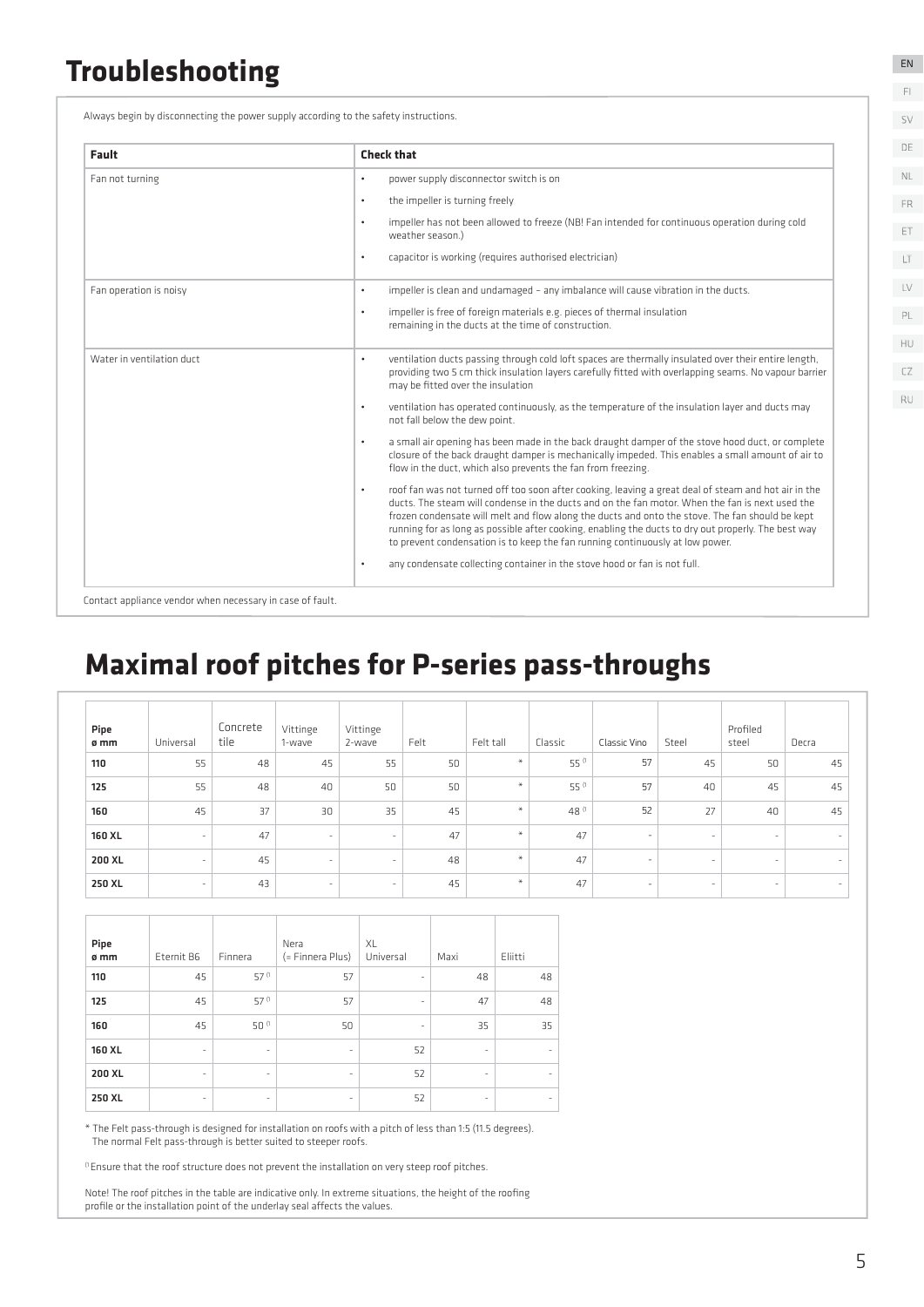# Troubleshooting

Always begin by disconnecting the power supply according to the safety instructions.

| Fault | Check that |
|---|---|
| Fan not turning | • power supply disconnector switch is on<br>• the impeller is turning freely<br>• impeller has not been allowed to freeze (NB! Fan intended for continuous operation during cold weather season.)<br>• capacitor is working (requires authorised electrician) |
| Fan operation is noisy | • impeller is clean and undamaged – any imbalance will cause vibration in the ducts.<br>• impeller is free of foreign materials e.g. pieces of thermal insulation remaining in the ducts at the time of construction. |
| Water in ventilation duct | • ventilation ducts passing through cold loft spaces are thermally insulated over their entire length, providing two 5 cm thick insulation layers carefully fitted with overlapping seams. No vapour barrier may be fitted over the insulation<br>• ventilation has operated continuously, as the temperature of the insulation layer and ducts may not fall below the dew point.<br>• a small air opening has been made in the back draught damper of the stove hood duct, or complete closure of the back draught damper is mechanically impeded. This enables a small amount of air to flow in the duct, which also prevents the fan from freezing.<br>• roof fan was not turned off too soon after cooking, leaving a great deal of steam and hot air in the ducts. The steam will condense in the ducts and on the fan motor. When the fan is next used the frozen condensate will melt and flow along the ducts and onto the stove. The fan should be kept running for as long as possible after cooking, enabling the ducts to dry out properly. The best way to prevent condensation is to keep the fan running continuously at low power.<br>• any condensate collecting container in the stove hood or fan is not full. |

Contact appliance vendor when necessary in case of fault.

# Maximal roof pitches for P-series pass-throughs

| Pipe ø mm | Universal | Concrete tile | Vittinge 1-wave | Vittinge 2-wave | Felt | Felt tall | Classic | Classic Vino | Steel | Profiled steel | Decra |
|---|---|---|---|---|---|---|---|---|---|---|---|
| **110** | 55 | 48 | 45 | 55 | 50 | * | 55 [1] | 57 | 45 | 50 | 45 |
| **125** | 55 | 48 | 40 | 50 | 50 | * | 55 [1] | 57 | 40 | 45 | 45 |
| **160** | 45 | 37 | 30 | 35 | 45 | * | 48 [1] | 52 | 27 | 40 | 45 |
| **160 XL** | - | 47 | - | - | 47 | * | 47 | - | - | - | - |
| **200 XL** | - | 45 | - | - | 48 | * | 47 | - | - | - | - |
| **250 XL** | - | 43 | - | - | 45 | * | 47 | - | - | - | - |

| Pipe ø mm | Eternit B6 | Finnera | Nera (= Finnera Plus) | XL Universal | Maxi | Eliitti |
|---|---|---|---|---|---|---|
| **110** | 45 | 57 [1] | 57 | - | 48 | 48 |
| **125** | 45 | 57 [1] | 57 | - | 47 | 48 |
| **160** | 45 | 50 [1] | 50 | - | 35 | 35 |
| **160 XL** | - | - | - | 52 | - | - |
| **200 XL** | - | - | - | 52 | - | - |
| **250 XL** | - | - | - | 52 | - | - |

* The Felt pass-through is designed for installation on roofs with a pitch of less than 1:5 (11.5 degrees). The normal Felt pass-through is better suited to steeper roofs.

[1] Ensure that the roof structure does not prevent the installation on very steep roof pitches.

Note! The roof pitches in the table are indicative only. In extreme situations, the height of the roofing profile or the installation point of the underlay seal affects the values.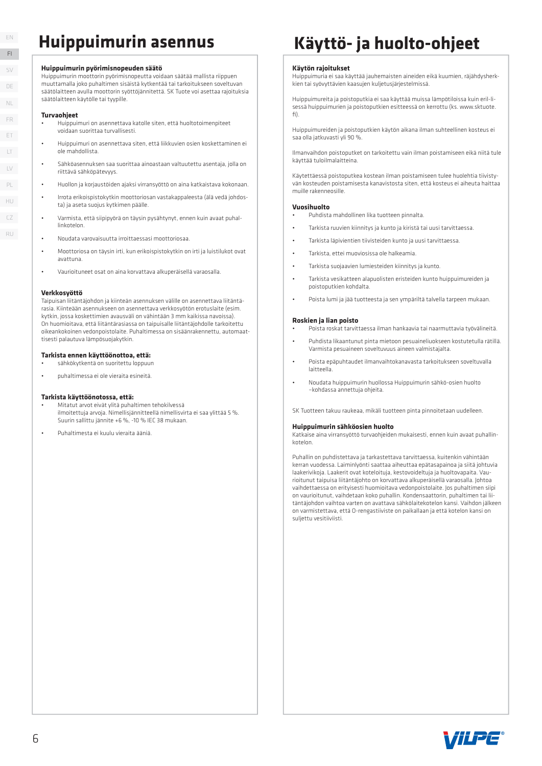# Huippuimurin asennus

### Huippuimurin pyörimisnopeuden säätö

Huippuimurin moottorin pyörimisnopeutta voidaan säätää mallista riippuen muuttamalla joko puhaltimen sisäistä kytkentää tai tarkoitukseen soveltuvan säätölaitteen avulla moottorin syöttöjännitettä. SK Tuote voi asettaa rajoituksia säätölaitteen käytölle tai tyypille.

### Turvaohjeet

- Huippuimuri on asennettava katolle siten, että huoltotoimenpiteet voidaan suorittaa turvallisesti.
- Huippuimuri on asennettava siten, että liikkuvien osien koskettaminen ei ole mahdollista.
- Sähköasennuksen saa suorittaa ainoastaan valtuutettu asentaja, jolla on riittävä sähköpätevyys.
- Huollon ja korjaustöiden ajaksi virransyöttö on aina katkaistava kokonaan.
- Irrota erikoispistokytkin moottoriosan vastakappaleesta (älä vedä johdosta) ja aseta suojus kytkimen päälle.
- Varmista, että siipipyörä on täysin pysähtynyt, ennen kuin avaat puhallinkotelon.
- Noudata varovaisuutta irroittaessasi moottoriosaa.
- Moottoriosa on täysin irti, kun erikoispistokytkin on irti ja luistilukot ovat avattuna.
- Vaurioituneet osat on aina korvattava alkuperäisellä varaosalla.

### Verkkosyöttö

Taipuisan liitäntäjohdon ja kiinteän asennuksen välille on asennettava liitäntärasia. Kiinteään asennukseen on asennettava verkkosyötön erotuslaite (esim. kytkin, jossa koskettimien avausväli on vähintään 3 mm kaikissa navoissa). On huomioitava, että liitäntärasiassa on taipuisalle liitäntäjohdolle tarkoitettu oikeankokoinen vedonpoistolaite. Puhaltimessa on sisäänrakennettu, automaattisesti palautuva lämpösuojakytkin.

### Tarkista ennen käyttöönottoa, että:

- sähkökytkentä on suoritettu loppuun
- puhaltimessa ei ole vieraita esineitä.

### Tarkista käyttöönotossa, että:

- Mitatut arvot eivät ylitä puhaltimen tehokilvessä ilmoitettuja arvoja. Nimellisjännitteellä nimellisvirta ei saa ylittää 5 %. Suurin sallittu jännite +6 %, -10 % IEC 38 mukaan.
- Puhaltimesta ei kuulu vieraita ääniä.

# Käyttö- ja huolto-ohjeet

### Käytön rajoitukset

Huippuimuria ei saa käyttää jauhemaisten aineiden eikä kuumien, räjähdysherkkien tai syövyttävien kaasujen kuljetusjärjestelmissä.

Huippuimureita ja poistoputkia ei saa käyttää muissa lämpötiloissa kuin erillisessä huippuimurien ja poistoputkien esitteessä on kerrottu (ks. www.sktuote.fi).

Huippuimureiden ja poistoputkien käytön aikana ilman suhteellinen kosteus ei saa olla jatkuvasti yli 90 %.

Ilmanvaihdon poistoputket on tarkoitettu vain ilman poistamiseen eikä niitä tule käyttää tuloilmalaitteina.

Käytettäessä poistoputkea kostean ilman poistamiseen tulee huolehtia tiivistyvän kosteuden poistamisesta kanavistosta siten, että kosteus ei aiheuta haittaa muille rakenneosille.

### Vuosihuolto

- Puhdista mahdollinen lika tuotteen pinnalta.
- Tarkista ruuvien kiinnitys ja kunto ja kiristä tai uusi tarvittaessa.
- Tarkista läpivientien tiivisteiden kunto ja uusi tarvittaessa.
- Tarkista, ettei muoviosissa ole halkeamia.
- Tarkista suojaavien lumiesteiden kiinnitys ja kunto.
- Tarkista vesikatteen alapuolisten eristeiden kunto huippuimureiden ja poistoputkien kohdalta.
- Poista lumi ja jää tuotteesta ja sen ympäriltä talvella tarpeen mukaan.

### Roskien ja lian poisto

- Poista roskat tarvittaessa ilman hankaavia tai naarmuttavia työvälineitä.
- Puhdista likaantunut pinta mietoon pesuaineliuokseen kostutetulla rätillä. Varmista pesuaineen soveltuvuus aineen valmistajalta.
- Poista epäpuhtaudet ilmanvaihtokanavasta tarkoitukseen soveltuvalla laitteella.
- Noudata huippuimurin huollossa Huippuimurin sähkö-osien huolto –kohdassa annettuja ohjeita.

SK Tuotteen takuu raukeaa, mikäli tuotteen pinta pinnoitetaan uudelleen.

### Huippuimurin sähköosien huolto

Katkaise aina virransyöttö turvaohjeiden mukaisesti, ennen kuin avaat puhallinkotelon.

Puhallin on puhdistettava ja tarkastettava tarvittaessa, kuitenkin vähintään kerran vuodessa. Laiminlyönti saattaa aiheuttaa epätasapainoa ja siitä johtuvia laakerivikoja. Laakerit ovat koteloituja, kestovoideltuja ja huoltovapaita. Vaurioitunut taipuisa liitäntäjohto on korvattava alkuperäisellä varaosalla. Johtoa vaihdettaessa on erityisesti huomioitava vedonpoistolaite. Jos puhaltimen siipi on vaurioitunut, vaihdetaan koko puhallin. Kondensaattorin, puhaltimen tai liitäntäjohdon vaihtoa varten on avattava sähkölaitekotelon kansi. Vaihdon jälkeen on varmistettava, että O-rengastiiviste on paikallaan ja että kotelon kansi on suljettu vesitiiviisti.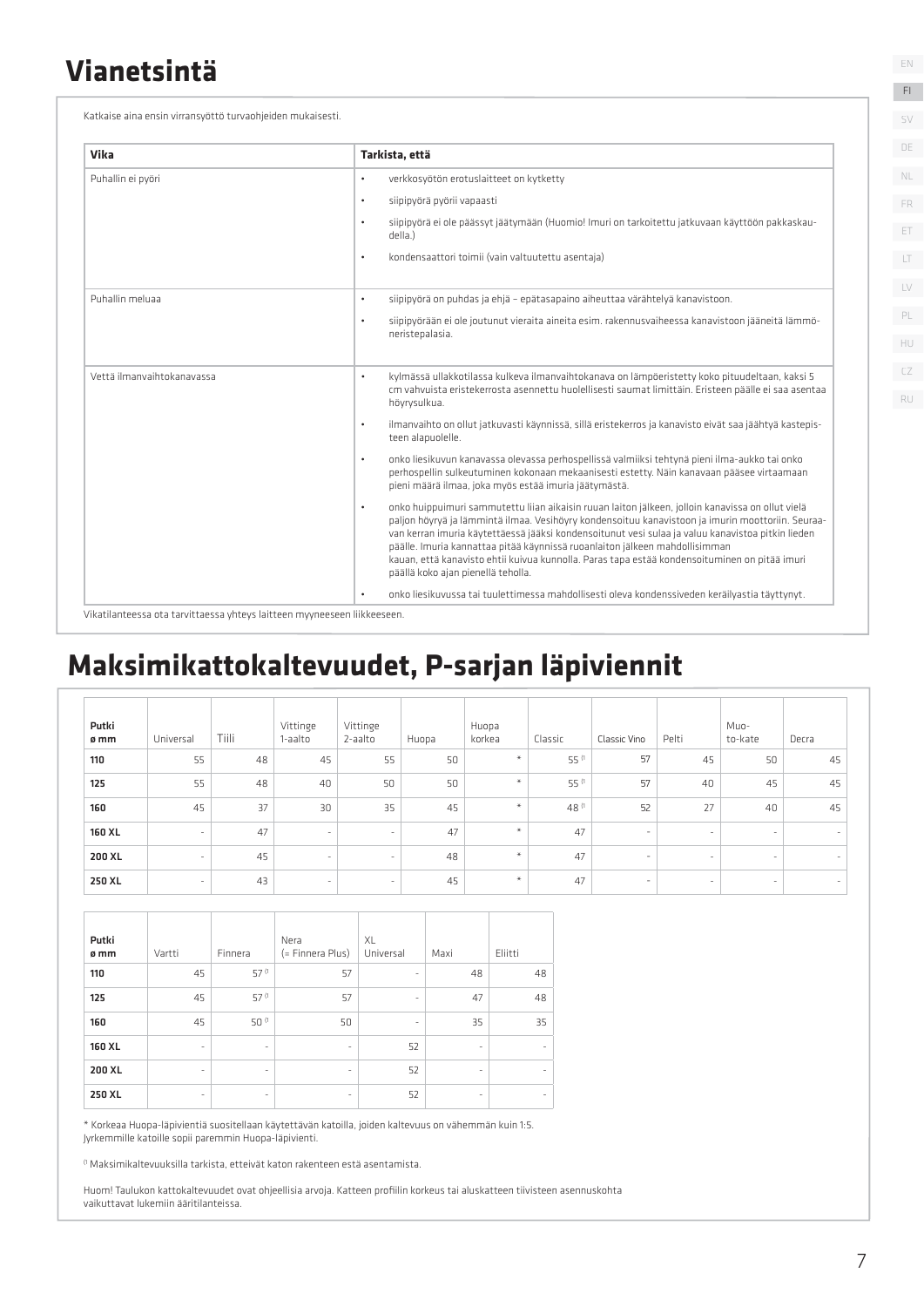# Vianetsintä

Katkaise aina ensin virransyöttö turvaohjeiden mukaisesti.

| Vika | Tarkista, että |
| --- | --- |
| Puhallin ei pyöri | • verkkosyötön erotuslaitteet on kytketty<br>• siipipyörä pyörii vapaasti<br>• siipipyörä ei ole päässyt jäätymään (Huomio! Imuri on tarkoitettu jatkuvaan käyttöön pakkaskaudella.)<br>• kondensaattori toimii (vain valtuutettu asentaja) |
| Puhallin meluaa | • siipipyörä on puhdas ja ehjä – epätasapaino aiheuttaa värähtelyä kanavistoon.<br>• siipipyörään ei ole joutunut vieraita aineita esim. rakennusvaiheessa kanavistoon jääneitä lämmöneristepalasia. |
| Vettä ilmanvaihtokanavassa | • kylmässä ullakkotilassa kulkeva ilmanvaihtokanava on lämpöeristetty koko pituudeltaan, kaksi 5 cm vahvuista eristekerrosta asennettu huolellisesti saumat limittäin. Eristeen päälle ei saa asentaa höyrysulkua.<br>• ilmanvaihto on ollut jatkuvasti käynnissä, sillä eristekerros ja kanavisto eivät saa jäähtyä kastepisteen alapuolelle.<br>• onko liesikuvun kanavassa olevassa perhospellissä valmiiksi tehtynä pieni ilma-aukko tai onko perhospellin sulkeutuminen kokonaan mekaanisesti estetty. Näin kanavaan pääsee virtaamaan pieni määrä ilmaa, joka myös estää imuria jäätymästä.<br>• onko huippuimuri sammutettu liian aikaisin ruuan laiton jälkeen, jolloin kanavissa on ollut vielä paljon höyryä ja lämmintä ilmaa. Vesihöyry kondensoituu kanavistoon ja imurin moottoriin. Seuraavan kerran imuria käytettäessä jääksi kondensoitunut vesi sulaa ja valuu kanavistoa pitkin lieden päälle. Imuria kannattaa pitää käynnissä ruoanlaiton jälkeen mahdollisimman kauan, että kanavisto ehtii kuivua kunnolla. Paras tapa estää kondensoituminen on pitää imuri päällä koko ajan pienellä teholla.<br>• onko liesikuvussa tai tuulettimessa mahdollisesti oleva kondenssiveden keräilyastia täyttynyt. |

Vikatilanteessa ota tarvittaessa yhteys laitteen myyneeseen liikkeeseen.

# Maksimikattokaltevuudet, P-sarjan läpiviennit

| Putki ø mm | Universal | Tiili | Vittinge 1-aalto | Vittinge 2-aalto | Huopa | Huopa korkea | Classic | Classic Vino | Pelti | Muo-to-kate | Decra |
| --- | --- | --- | --- | --- | --- | --- | --- | --- | --- | --- | --- |
| **110** | 55 | 48 | 45 | 55 | 50 | * | 55 [1] | 57 | 45 | 50 | 45 |
| **125** | 55 | 48 | 40 | 50 | 50 | * | 55 [1] | 57 | 40 | 45 | 45 |
| **160** | 45 | 37 | 30 | 35 | 45 | * | 48 [1] | 52 | 27 | 40 | 45 |
| **160 XL** | - | 47 | - | - | 47 | * | 47 | - | - | - | - |
| **200 XL** | - | 45 | - | - | 48 | * | 47 | - | - | - | - |
| **250 XL** | - | 43 | - | - | 45 | * | 47 | - | - | - | - |

| Putki ø mm | Vartti | Finnera | Nera (= Finnera Plus) | XL Universal | Maxi | Eliitti |
| --- | --- | --- | --- | --- | --- | --- |
| **110** | 45 | 57 [1] | 57 | - | 48 | 48 |
| **125** | 45 | 57 [1] | 57 | - | 47 | 48 |
| **160** | 45 | 50 [1] | 50 | - | 35 | 35 |
| **160 XL** | - | - | - | 52 | - | - |
| **200 XL** | - | - | - | 52 | - | - |
| **250 XL** | - | - | - | 52 | - | - |

* Korkeaa Huopa-läpivientiä suositellaan käytettävän katoilla, joiden kaltevuus on vähemmän kuin 1:5. Jyrkemmille katoille sopii paremmin Huopa-läpivienti.

[1] Maksimikaltevuuksilla tarkista, etteivät katon rakenteen estä asentamista.

Huom! Taulukon kattokaltevuudet ovat ohjeellisia arvoja. Katteen profiilin korkeus tai aluskatteen tiivisteen asennuskohta vaikuttavat lukemiin ääritilanteissa.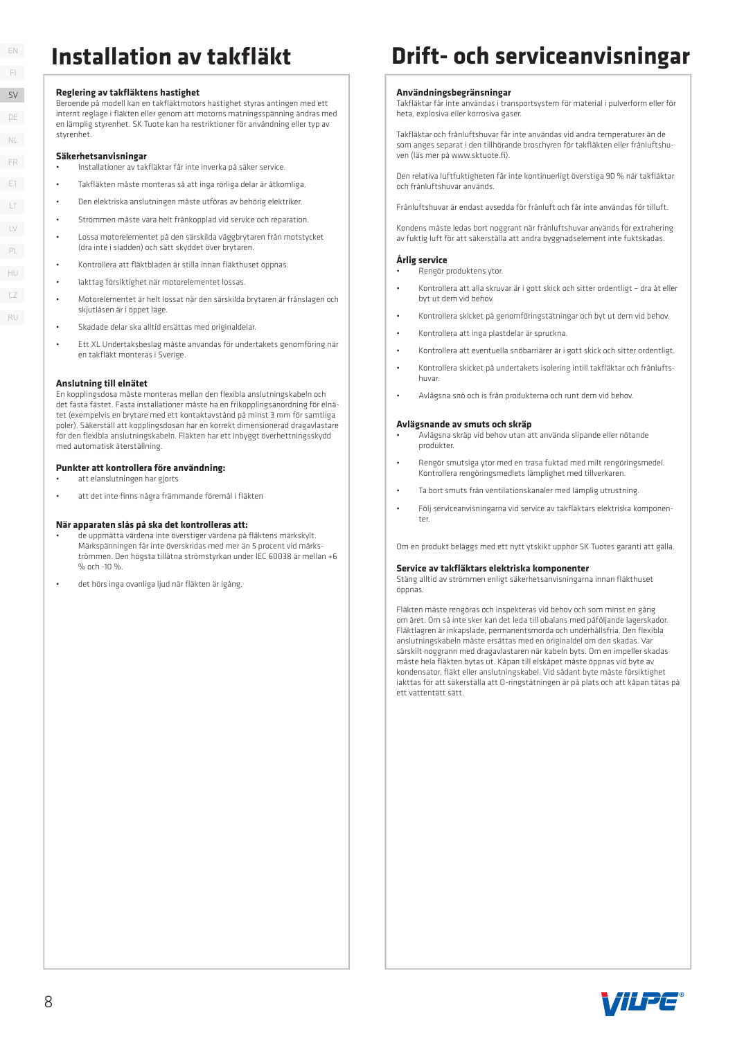# Installation av takfläkt

### Reglering av takfläktens hastighet

Beroende på modell kan en takfläktmotors hastighet styras antingen med ett internt reglage i fläkten eller genom att motorns matningsspänning ändras med en lämplig styrenhet. SK Tuote har restriktioner för användning eller typ av styrenhet.

### Säkerhetsanvisningar

- Installationer av takfläktar får inte inverka på säker service.
- Takfläkten måste monteras så att inga rörliga delar är åtkomliga.
- Den elektriska anslutningen måste utföras av behörig elektriker.
- Strömmen måste vara helt frånkopplad vid service och reparation.
- Lossa motorelementet på den särskilda väggbrytaren från motstycket (dra inte i sladden) och sätt skyddet över brytaren.
- Kontrollera att fläktbladen är stilla innan fläkthuset öppnas.
- Iakttag försiktighet när motorelementet lossas.
- Motorelementet är helt lossat när den särskilda brytaren är frånslagen och skjutlåsen är i öppet läge.
- Skadade delar ska alltid ersättas med originaldelar.
- Ett XL Undertaksbeslag måste anvandas för undertakets genomföring när en takfläkt monteras i Sverige.

### Anslutning till elnätet

En kopplingsdosa måste monteras mellan den flexibla anslutningskabeln och det fasta fästet. Fasta installationer måste ha en frikopplingsanordning för elnätet (exempelvis en brytare med ett kontaktavstånd på minst 3 mm för samtliga poler). Säkerställ att kopplingsdosan har en korrekt dimensionerad dragavlastare för den flexibla anslutningskabeln. Fläkten har ett inbyggt överhettningsskydd med automatisk återställning.

### Punkter att kontrollera före användning:

- att elanslutningen har gjorts
- att det inte finns några främmande föremål i fläkten

### När apparaten slås på ska det kontrolleras att:

- de uppmätta värdena inte överstiger värdena på fläktens märkskylt. Märkspänningen får inte överskridas med mer än 5 procent vid märkströmmen. Den högsta tillåtna strömstyrkan under IEC 60038 är mellan +6 % och -10 %.
- det hörs inga ovanliga ljud när fläkten är igång.

# Drift- och serviceanvisningar

### Användningsbegränsningar

Takfläktar får inte användas i transportsystem för material i pulverform eller för heta, explosiva eller korrosiva gaser.

Takfläktar och frånluftshuvar får inte användas vid andra temperaturer än de som anges separat i den tillhörande broschyren för takfläkten eller frånluftshuven (läs mer på www.sktuote.fi).

Den relativa luftfuktigheten får inte kontinuerligt överstiga 90 % när takfläktar och frånluftshuvar används.

Frånluftshuvar är endast avsedda för frånluft och får inte användas för tilluft.

Kondens måste ledas bort noggrant när frånluftshuvar används för extrahering av fuktig luft för att säkerställa att andra byggnadselement inte fuktskadas.

### Årlig service

- Rengör produktens ytor.
- Kontrollera att alla skruvar är i gott skick och sitter ordentligt – dra åt eller byt ut dem vid behov.
- Kontrollera skicket på genomföringstätningar och byt ut dem vid behov.
- Kontrollera att inga plastdelar är spruckna.
- Kontrollera att eventuella snöbarriärer är i gott skick och sitter ordentligt.
- Kontrollera skicket på undertakets isolering intill takfläktar och frånluftshuvar.
- Avlägsna snö och is från produkterna och runt dem vid behov.

### Avlägsnande av smuts och skräp

- Avlägsna skräp vid behov utan att använda slipande eller nötande produkter.
- Rengör smutsiga ytor med en trasa fuktad med milt rengöringsmedel. Kontrollera rengöringsmedlets lämplighet med tillverkaren.
- Ta bort smuts från ventilationskanaler med lämplig utrustning.
- Följ serviceanvisningarna vid service av takfläktars elektriska komponenter.

Om en produkt beläggs med ett nytt ytskikt upphör SK Tuotes garanti att gälla.

### Service av takfläktars elektriska komponenter

Stäng alltid av strömmen enligt säkerhetsanvisningarna innan fläkthuset öppnas.

Fläkten måste rengöras och inspekteras vid behov och som minst en gång om året. Om så inte sker kan det leda till obalans med påföljande lagerskador. Fläktlagren är inkapslade, permanentsmorda och underhållsfria. Den flexibla anslutningskabeln måste ersättas med en originaldel om den skadas. Var särskilt noggrann med dragavlastaren när kabeln byts. Om en impeller skadas måste hela fläkten bytas ut. Kåpan till elskåpet måste öppnas vid byte av kondensator, fläkt eller anslutningskabel. Vid sådant byte måste försiktighet iakttas för att säkerställa att O-ringstätningen är på plats och att kåpan tätas på ett vattentätt sätt.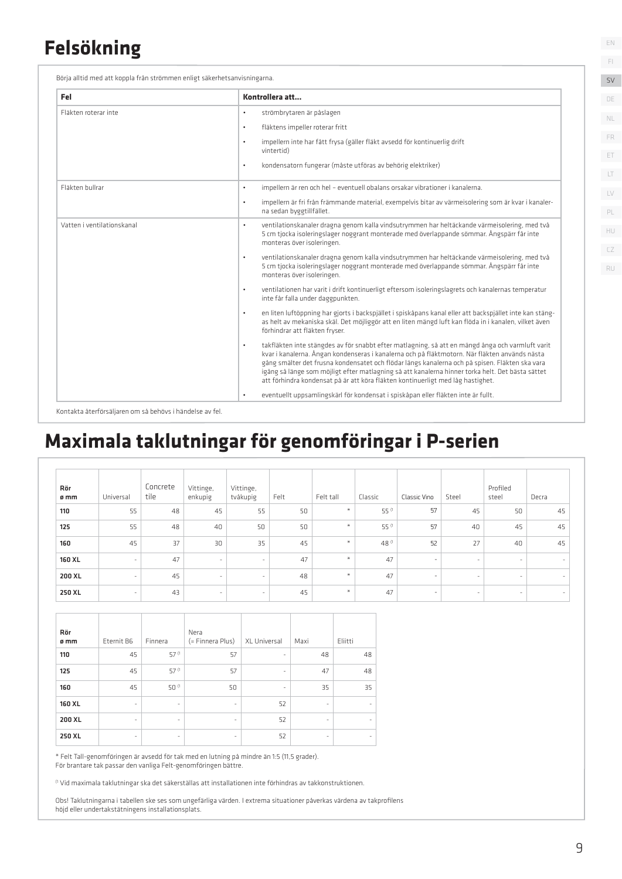# Felsökning

Börja alltid med att koppla från strömmen enligt säkerhetsanvisningarna.

| Fel | Kontrollera att... |
|---|---|
| Fläkten roterar inte | • strömbrytaren är påslagen<br>• fläktens impeller roterar fritt<br>• impellern inte har fått frysa (gäller fläkt avsedd för kontinuerlig drift vintertid)<br>• kondensatorn fungerar (måste utföras av behörig elektriker) |
| Fläkten bullrar | • impellern är ren och hel – eventuell obalans orsakar vibrationer i kanalerna.<br>• impellern är fri från främmande material, exempelvis bitar av värmeisolering som är kvar i kanalerna sedan byggtillfället. |
| Vatten i ventilationskanal | • ventilationskanaler dragna genom kalla vindsutrymmen har heltäckande värmeisolering, med två 5 cm tjocka isoleringslager noggrant monterade med överlappande sömmar. Ångspärr får inte monteras över isoleringen.<br>• ventilationskanaler dragna genom kalla vindsutrymmen har heltäckande värmeisolering, med två 5 cm tjocka isoleringslager noggrant monterade med överlappande sömmar. Ångspärr får inte monteras över isoleringen.<br>• ventilationen har varit i drift kontinuerligt eftersom isoleringslagrets och kanalernas temperatur inte får falla under daggpunkten.<br>• en liten luftöppning har gjorts i backspjället i spiskåpans kanal eller att backspjället inte kan stängas helt av mekaniska skäl. Det möjliggör att en liten mängd luft kan flöda in i kanalen, vilket även förhindrar att fläkten fryser.<br>• takfläkten inte stängdes av för snabbt efter matlagning, så att en mängd ånga och varmluft varit kvar i kanalerna. Ångan kondenseras i kanalerna och på fläktmotorn. När fläkten används nästa gång smälter det frusna kondensatet och flödar längs kanalerna och på spisen. Fläkten ska vara igång så länge som möjligt efter matlagning så att kanalerna hinner torka helt. Det bästa sättet att förhindra kondensat på är att köra fläkten kontinuerligt med låg hastighet.<br>• eventuellt uppsamlingskärl för kondensat i spiskåpan eller fläkten inte är fullt. |

Kontakta återförsäljaren om så behövs i händelse av fel.

# Maximala taklutningar för genomföringar i P-serien

| Rör ø mm | Universal | Concrete tile | Vittinge, enkupig | Vittinge, tvåkupig | Felt | Felt tall | Classic | Classic Vino | Steel | Profiled steel | Decra |
|---|---|---|---|---|---|---|---|---|---|---|---|
| **110** | 55 | 48 | 45 | 55 | 50 | * | 55 [i] | 57 | 45 | 50 | 45 |
| **125** | 55 | 48 | 40 | 50 | 50 | * | 55 [i] | 57 | 40 | 45 | 45 |
| **160** | 45 | 37 | 30 | 35 | 45 | * | 48 [i] | 52 | 27 | 40 | 45 |
| **160 XL** | - | 47 | - | - | 47 | * | 47 | - | - | - | - |
| **200 XL** | - | 45 | - | - | 48 | * | 47 | - | - | - | - |
| **250 XL** | - | 43 | - | - | 45 | * | 47 | - | - | - | - |

| Rör ø mm | Eternit B6 | Finnera | Nera (= Finnera Plus) | XL Universal | Maxi | Eliitti |
|---|---|---|---|---|---|---|
| **110** | 45 | 57 [i] | 57 | - | 48 | 48 |
| **125** | 45 | 57 [i] | 57 | - | 47 | 48 |
| **160** | 45 | 50 [i] | 50 | - | 35 | 35 |
| **160 XL** | - | - | - | 52 | - | - |
| **200 XL** | - | - | - | 52 | - | - |
| **250 XL** | - | - | - | 52 | - | - |

* Felt Tall-genomföringen är avsedd för tak med en lutning på mindre än 1:5 (11,5 grader).
För brantare tak passar den vanliga Felt-genomföringen bättre.

[i] Vid maximala taklutningar ska det säkerställas att installationen inte förhindras av takkonstruktionen.

Obs! Taklutningarna i tabellen ske ses som ungefärliga värden. I extrema situationer påverkas värdena av takprofilens höjd eller undertakstätningens installationsplats.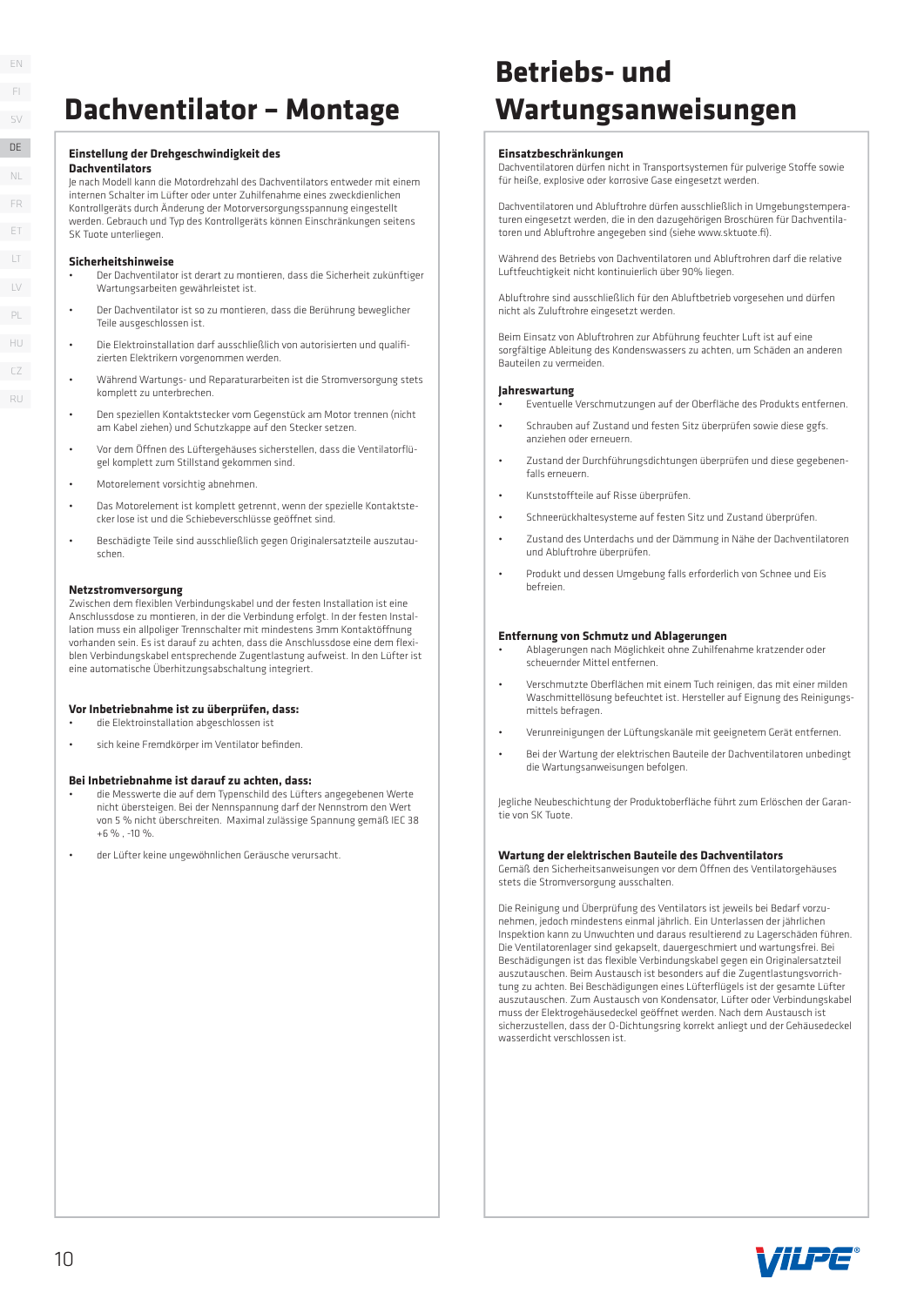# Dachventilator – Montage

### Einstellung der Drehgeschwindigkeit des Dachventilators

Je nach Modell kann die Motordrehzahl des Dachventilators entweder mit einem internen Schalter im Lüfter oder unter Zuhilfenahme eines zweckdienlichen Kontrollgeräts durch Änderung der Motorversorgungsspannung eingestellt werden. Gebrauch und Typ des Kontrollgeräts können Einschränkungen seitens SK Tuote unterliegen.

### Sicherheitshinweise

- Der Dachventilator ist derart zu montieren, dass die Sicherheit zukünftiger Wartungsarbeiten gewährleistet ist.
- Der Dachventilator ist so zu montieren, dass die Berührung beweglicher Teile ausgeschlossen ist.
- Die Elektroinstallation darf ausschließlich von autorisierten und qualifizierten Elektrikern vorgenommen werden.
- Während Wartungs- und Reparaturarbeiten ist die Stromversorgung stets komplett zu unterbrechen.
- Den speziellen Kontaktstecker vom Gegenstück am Motor trennen (nicht am Kabel ziehen) und Schutzkappe auf den Stecker setzen.
- Vor dem Öffnen des Lüftergehäuses sicherstellen, dass die Ventilatorflügel komplett zum Stillstand gekommen sind.
- Motorelement vorsichtig abnehmen.
- Das Motorelement ist komplett getrennt, wenn der spezielle Kontaktstecker lose ist und die Schiebeverschlüsse geöffnet sind.
- Beschädigte Teile sind ausschließlich gegen Originalersatzteile auszutauschen.

### Netzstromversorgung

Zwischen dem flexiblen Verbindungskabel und der festen Installation ist eine Anschlussdose zu montieren, in der die Verbindung erfolgt. In der festen Installation muss ein allpoliger Trennschalter mit mindestens 3mm Kontaktöffnung vorhanden sein. Es ist darauf zu achten, dass die Anschlussdose eine dem flexiblen Verbindungskabel entsprechende Zugentlastung aufweist. In den Lüfter ist eine automatische Überhitzungsabschaltung integriert.

### Vor Inbetriebnahme ist zu überprüfen, dass:

- die Elektroinstallation abgeschlossen ist
- sich keine Fremdkörper im Ventilator befinden.

### Bei Inbetriebnahme ist darauf zu achten, dass:

- die Messwerte die auf dem Typenschild des Lüfters angegebenen Werte nicht übersteigen. Bei der Nennspannung darf der Nennstrom den Wert von 5 % nicht überschreiten. Maximal zulässige Spannung gemäß IEC 38 +6 % , -10 %.
- der Lüfter keine ungewöhnlichen Geräusche verursacht.

# Betriebs- und Wartungsanweisungen

### Einsatzbeschränkungen

Dachventilatoren dürfen nicht in Transportsystemen für pulverige Stoffe sowie für heiße, explosive oder korrosive Gase eingesetzt werden.

Dachventilatoren und Abluftrohre dürfen ausschließlich in Umgebungstemperaturen eingesetzt werden, die in den dazugehörigen Broschüren für Dachventilatoren und Abluftrohre angegeben sind (siehe www.sktuote.fi).

Während des Betriebs von Dachventilatoren und Abluftrohren darf die relative Luftfeuchtigkeit nicht kontinuierlich über 90% liegen.

Abluftrohre sind ausschließlich für den Abluftbetrieb vorgesehen und dürfen nicht als Zuluftrohre eingesetzt werden.

Beim Einsatz von Abluftrohren zur Abführung feuchter Luft ist auf eine sorgfältige Ableitung des Kondenswassers zu achten, um Schäden an anderen Bauteilen zu vermeiden.

### Jahreswartung

- Eventuelle Verschmutzungen auf der Oberfläche des Produkts entfernen.
- Schrauben auf Zustand und festen Sitz überprüfen sowie diese ggfs. anziehen oder erneuern.
- Zustand der Durchführungsdichtungen überprüfen und diese gegebenenfalls erneuern.
- Kunststoffteile auf Risse überprüfen.
- Schneerückhaltesysteme auf festen Sitz und Zustand überprüfen.
- Zustand des Unterdachs und der Dämmung in Nähe der Dachventilatoren und Abluftrohre überprüfen.
- Produkt und dessen Umgebung falls erforderlich von Schnee und Eis befreien.

### Entfernung von Schmutz und Ablagerungen

- Ablagerungen nach Möglichkeit ohne Zuhilfenahme kratzender oder scheuernder Mittel entfernen.
- Verschmutzte Oberflächen mit einem Tuch reinigen, das mit einer milden Waschmittellösung befeuchtet ist. Hersteller auf Eignung des Reinigungsmittels befragen.
- Verunreinigungen der Lüftungskanäle mit geeignetem Gerät entfernen.
- Bei der Wartung der elektrischen Bauteile der Dachventilatoren unbedingt die Wartungsanweisungen befolgen.

Jegliche Neubeschichtung der Produktoberfläche führt zum Erlöschen der Garantie von SK Tuote.

### Wartung der elektrischen Bauteile des Dachventilators

Gemäß den Sicherheitsanweisungen vor dem Öffnen des Ventilatorgehäuses stets die Stromversorgung ausschalten.

Die Reinigung und Überprüfung des Ventilators ist jeweils bei Bedarf vorzunehmen, jedoch mindestens einmal jährlich. Ein Unterlassen der jährlichen Inspektion kann zu Unwuchten und daraus resultierend zu Lagerschäden führen. Die Ventilatorenlager sind gekapselt, dauergeschmiert und wartungsfrei. Bei Beschädigungen ist das flexible Verbindungskabel gegen ein Originalersatzteil auszutauschen. Beim Austausch ist besonders auf die Zugentlastungsvorrichtung zu achten. Bei Beschädigungen eines Lüfterflügels ist der gesamte Lüfter auszutauschen. Zum Austausch von Kondensator, Lüfter oder Verbindungskabel muss der Elektrogehäusedeckel geöffnet werden. Nach dem Austausch ist sicherzustellen, dass der O-Dichtungsring korrekt anliegt und der Gehäusedeckel wasserdicht verschlossen ist.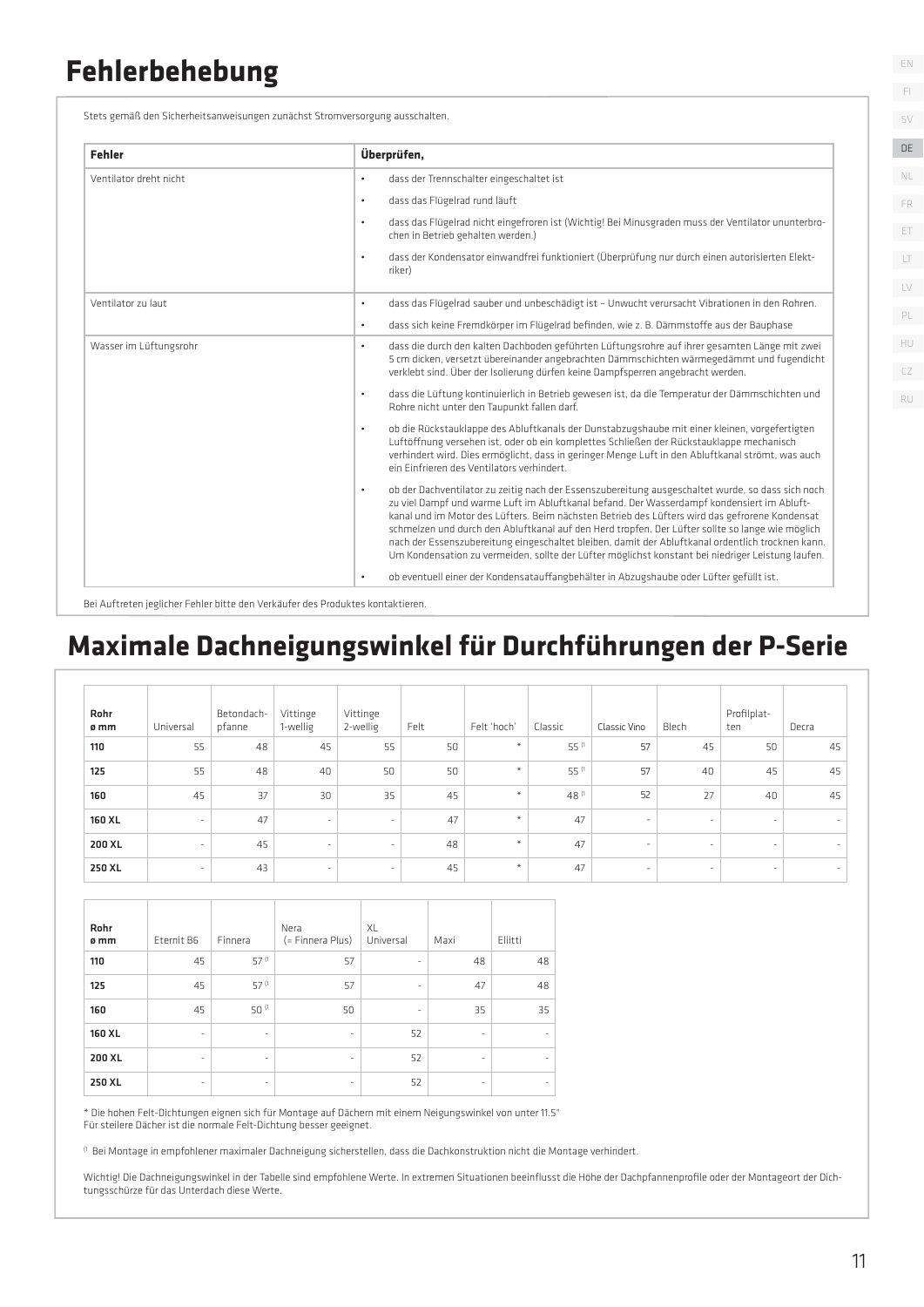# Fehlerbehebung

Stets gemäß den Sicherheitsanweisungen zunächst Stromversorgung ausschalten.

| Fehler | Überprüfen, |
|---|---|
| Ventilator dreht nicht | • dass der Trennschalter eingeschaltet ist<br>• dass das Flügelrad rund läuft<br>• dass das Flügelrad nicht eingefroren ist (Wichtig! Bei Minusgraden muss der Ventilator ununterbrochen in Betrieb gehalten werden.)<br>• dass der Kondensator einwandfrei funktioniert (Überprüfung nur durch einen autorisierten Elektriker) |
| Ventilator zu laut | • dass das Flügelrad sauber und unbeschädigt ist – Unwucht verursacht Vibrationen in den Rohren.<br>• dass sich keine Fremdkörper im Flügelrad befinden, wie z. B. Dämmstoffe aus der Bauphase |
| Wasser im Lüftungsrohr | • dass die durch den kalten Dachboden geführten Lüftungsrohre auf ihrer gesamten Länge mit zwei 5 cm dicken, versetzt übereinander angebrachten Dämmschichten wärmegedämmt und fugendicht verklebt sind. Über der Isolierung dürfen keine Dampfsperren angebracht werden.<br>• dass die Lüftung kontinuierlich in Betrieb gewesen ist, da die Temperatur der Dämmschichten und Rohre nicht unter den Taupunkt fallen darf.<br>• ob die Rückstauklappe des Abluftkanals der Dunstabzugshaube mit einer kleinen, vorgefertigten Luftöffnung versehen ist, oder ob ein komplettes Schließen der Rückstauklappe mechanisch verhindert wird. Dies ermöglicht, dass in geringer Menge Luft in den Abluftkanal strömt, was auch ein Einfrieren des Ventilators verhindert.<br>• ob der Dachventilator zu zeitig nach der Essenszubereitung ausgeschaltet wurde, so dass sich noch zu viel Dampf und warme Luft im Abluftkanal befand. Der Wasserdampf kondensiert im Abluftkanal und im Motor des Lüfters. Beim nächsten Betrieb des Lüfters wird das gefrorene Kondensat schmelzen und durch den Abluftkanal auf den Herd tropfen. Der Lüfter sollte so lange wie möglich nach der Essenszubereitung eingeschaltet bleiben, damit der Abluftkanal ordentlich trocknen kann. Um Kondensation zu vermeiden, sollte der Lüfter möglichst konstant bei niedriger Leistung laufen.<br>• ob eventuell einer der Kondensatauffangbehälter in Abzugshaube oder Lüfter gefüllt ist. |

Bei Auftreten jeglicher Fehler bitte den Verkäufer des Produktes kontaktieren.

# Maximale Dachneigungswinkel für Durchführungen der P-Serie

| Rohr ø mm | Universal | Betondachpfanne | Vittinge 1-wellig | Vittinge 2-wellig | Felt | Felt 'hoch' | Classic | Classic Vino | Blech | Profilplatten | Decra |
|---|---|---|---|---|---|---|---|---|---|---|---|
| 110 | 55 | 48 | 45 | 55 | 50 | * | 55 [1] | 57 | 45 | 50 | 45 |
| 125 | 55 | 48 | 40 | 50 | 50 | * | 55 [1] | 57 | 40 | 45 | 45 |
| 160 | 45 | 37 | 30 | 35 | 45 | * | 48 [1] | 52 | 27 | 40 | 45 |
| 160 XL | - | 47 | - | - | 47 | * | 47 | - | - | - | - |
| 200 XL | - | 45 | - | - | 48 | * | 47 | - | - | - | - |
| 250 XL | - | 43 | - | - | 45 | * | 47 | - | - | - | - |

| Rohr ø mm | Eternit B6 | Finnera | Nera (= Finnera Plus) | XL Universal | Maxi | Eliitti |
|---|---|---|---|---|---|---|
| 110 | 45 | 57 [1] | 57 | - | 48 | 48 |
| 125 | 45 | 57 [1] | 57 | - | 47 | 48 |
| 160 | 45 | 50 [1] | 50 | - | 35 | 35 |
| 160 XL | - | - | - | 52 | - | - |
| 200 XL | - | - | - | 52 | - | - |
| 250 XL | - | - | - | 52 | - | - |

* Die hohen Felt-Dichtungen eignen sich für Montage auf Dächern mit einem Neigungswinkel von unter 11.5°
Für steilere Dächer ist die normale Felt-Dichtung besser geeignet.

[1] Bei Montage in empfohlener maximaler Dachneigung sicherstellen, dass die Dachkonstruktion nicht die Montage verhindert.

Wichtig! Die Dachneigungswinkel in der Tabelle sind empfohlene Werte. In extremen Situationen beeinflusst die Höhe der Dachpfannenprofile oder der Montageort der Dichtungsschürze für das Unterdach diese Werte.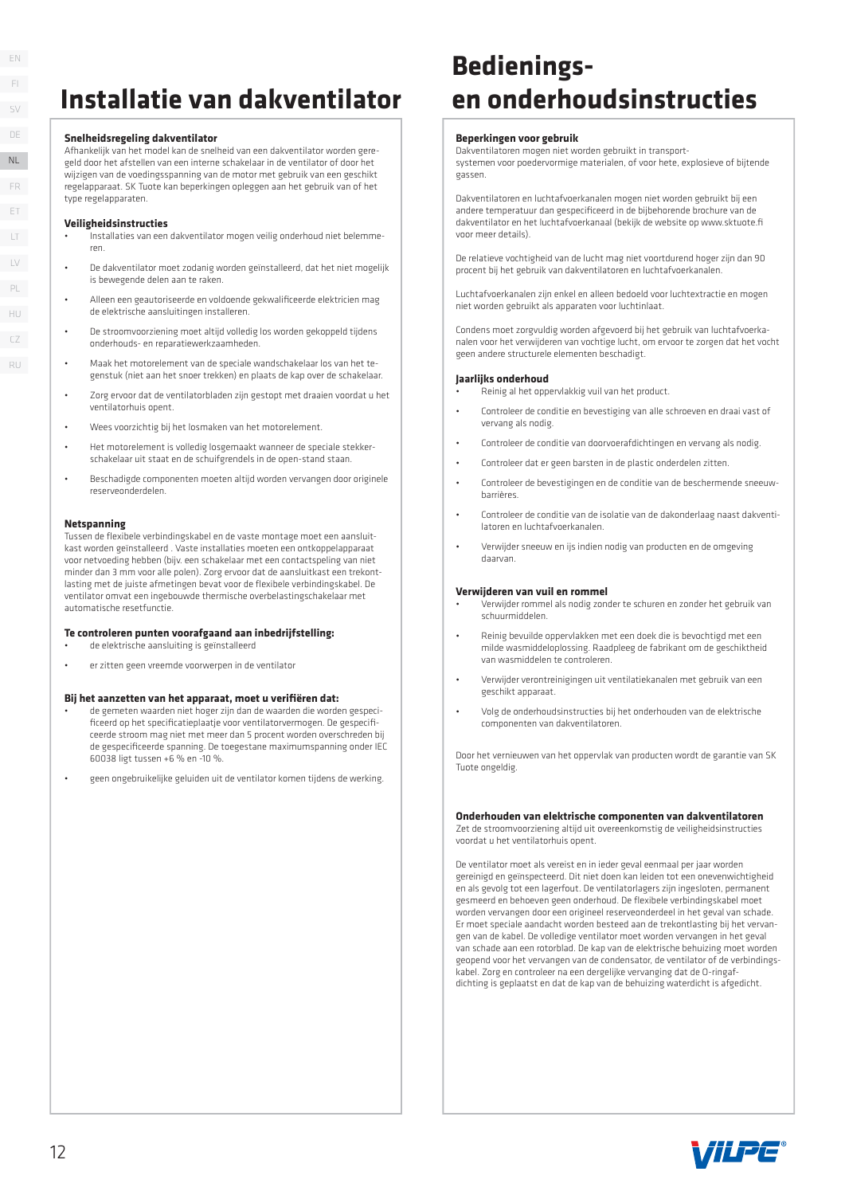# Installatie van dakventilator

### Snelheidsregeling dakventilator

Afhankelijk van het model kan de snelheid van een dakventilator worden geregeld door het afstellen van een interne schakelaar in de ventilator of door het wijzigen van de voedingsspanning van de motor met gebruik van een geschikt regelapparaat. SK Tuote kan beperkingen opleggen aan het gebruik van of het type regelapparaten.

### Veiligheidsinstructies

- Installaties van een dakventilator mogen veilig onderhoud niet belemmeren.
- De dakventilator moet zodanig worden geïnstalleerd, dat het niet mogelijk is bewegende delen aan te raken.
- Alleen een geautoriseerde en voldoende gekwalificeerde elektricien mag de elektrische aansluitingen installeren.
- De stroomvoorziening moet altijd volledig los worden gekoppeld tijdens onderhouds- en reparatiewerkzaamheden.
- Maak het motorelement van de speciale wandschakelaar los van het tegenstuk (niet aan het snoer trekken) en plaats de kap over de schakelaar.
- Zorg ervoor dat de ventilatorbladen zijn gestopt met draaien voordat u het ventilatorhuis opent.
- Wees voorzichtig bij het losmaken van het motorelement.
- Het motorelement is volledig losgemaakt wanneer de speciale stekkerschakelaar uit staat en de schuifgrendels in de open-stand staan.
- Beschadigde componenten moeten altijd worden vervangen door originele reserveonderdelen.

### Netspanning

Tussen de flexibele verbindingskabel en de vaste montage moet een aansluitkast worden geïnstalleerd . Vaste installaties moeten een ontkoppelapparaat voor netvoeding hebben (bijv. een schakelaar met een contactspeling van niet minder dan 3 mm voor alle polen). Zorg ervoor dat de aansluitkast een trekontlasting met de juiste afmetingen bevat voor de flexibele verbindingskabel. De ventilator omvat een ingebouwde thermische overbelastingschakelaar met automatische resetfunctie.

### Te controleren punten voorafgaand aan inbedrijfstelling:

- de elektrische aansluiting is geïnstalleerd
- er zitten geen vreemde voorwerpen in de ventilator

### Bij het aanzetten van het apparaat, moet u verifiëren dat:

- de gemeten waarden niet hoger zijn dan de waarden die worden gespecificeerd op het specificatieplaatje voor ventilatorvermogen. De gespecificeerde stroom mag niet met meer dan 5 procent worden overschreden bij de gespecificeerde spanning. De toegestane maximumspanning onder IEC 60038 ligt tussen +6 % en -10 %.
- geen ongebruikelijke geluiden uit de ventilator komen tijdens de werking.

# Bedienings- en onderhoudsinstructies

### Beperkingen voor gebruik

Dakventilatoren mogen niet worden gebruikt in transportsystemen voor poedervormige materialen, of voor hete, explosieve of bijtende gassen.

Dakventilatoren en luchtafvoerkanalen mogen niet worden gebruikt bij een andere temperatuur dan gespecificeerd in de bijbehorende brochure van de dakventilator en het luchtafvoerkanaal (bekijk de website op www.sktuote.fi voor meer details).

De relatieve vochtigheid van de lucht mag niet voortdurend hoger zijn dan 90 procent bij het gebruik van dakventilatoren en luchtafvoerkanalen.

Luchtafvoerkanalen zijn enkel en alleen bedoeld voor luchtextractie en mogen niet worden gebruikt als apparaten voor luchtinlaat.

Condens moet zorgvuldig worden afgevoerd bij het gebruik van luchtafvoerkanalen voor het verwijderen van vochtige lucht, om ervoor te zorgen dat het vocht geen andere structurele elementen beschadigt.

### Jaarlijks onderhoud

- Reinig al het oppervlakkig vuil van het product.
- Controleer de conditie en bevestiging van alle schroeven en draai vast of vervang als nodig.
- Controleer de conditie van doorvoerafdichtingen en vervang als nodig.
- Controleer dat er geen barsten in de plastic onderdelen zitten.
- Controleer de bevestigingen en de conditie van de beschermende sneeuwbarrières.
- Controleer de conditie van de isolatie van de dakonderlaag naast dakventilatoren en luchtafvoerkanalen.
- Verwijder sneeuw en ijs indien nodig van producten en de omgeving daarvan.

### Verwijderen van vuil en rommel

- Verwijder rommel als nodig zonder te schuren en zonder het gebruik van schuurmiddelen.
- Reinig bevuilde oppervlakken met een doek die is bevochtigd met een milde wasmiddeloplossing. Raadpleeg de fabrikant om de geschiktheid van wasmiddelen te controleren.
- Verwijder verontreinigingen uit ventilatiekanalen met gebruik van een geschikt apparaat.
- Volg de onderhoudsinstructies bij het onderhouden van de elektrische componenten van dakventilatoren.

Door het vernieuwen van het oppervlak van producten wordt de garantie van SK Tuote ongeldig.

### Onderhouden van elektrische componenten van dakventilatoren

Zet de stroomvoorziening altijd uit overeenkomstig de veiligheidsinstructies voordat u het ventilatorhuis opent.

De ventilator moet als vereist en in ieder geval eenmaal per jaar worden gereinigd en geïnspecteerd. Dit niet doen kan leiden tot een onevenwichtigheid en als gevolg tot een lagerfout. De ventilatorlagers zijn ingesloten, permanent gesmeerd en behoeven geen onderhoud. De flexibele verbindingskabel moet worden vervangen door een origineel reserveonderdeel in het geval van schade. Er moet speciale aandacht worden besteed aan de trekontlasting bij het vervangen van de kabel. De volledige ventilator moet worden vervangen in het geval van schade aan een rotorblad. De kap van de elektrische behuizing moet worden geopend voor het vervangen van de condensator, de ventilator of de verbindingskabel. Zorg en controleer na een dergelijke vervanging dat de O-ringafdichting is geplaatst en dat de kap van de behuizing waterdicht is afgedicht.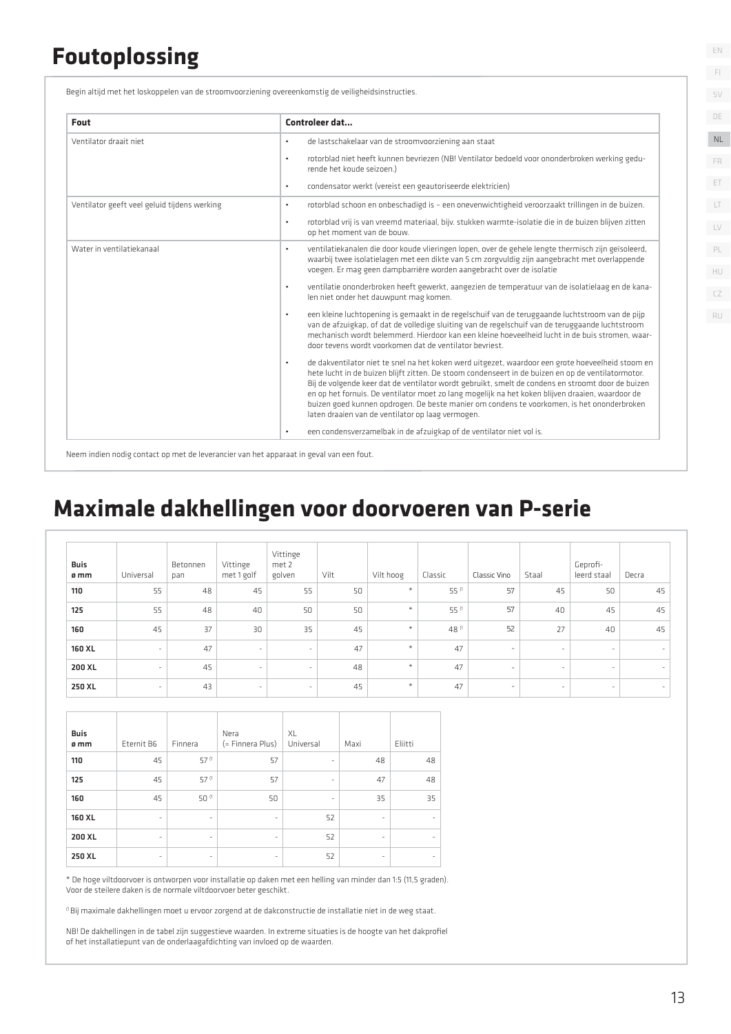# Foutoplossing

Begin altijd met het loskoppelen van de stroomvoorziening overeenkomstig de veiligheidsinstructies.

| Fout | Controleer dat... |
|---|---|
| Ventilator draait niet | • de lastschakelaar van de stroomvoorziening aan staat<br>• rotorblad niet heeft kunnen bevriezen (NB! Ventilator bedoeld voor ononderbroken werking gedurende het koude seizoen.)<br>• condensator werkt (vereist een geautoriseerde elektricien) |
| Ventilator geeft veel geluid tijdens werking | • rotorblad schoon en onbeschadigd is – een onevenwichtigheid veroorzaakt trillingen in de buizen.<br>• rotorblad vrij is van vreemd materiaal, bijv. stukken warmte-isolatie die in de buizen blijven zitten op het moment van de bouw. |
| Water in ventilatiekanaal | • ventilatiekanalen die door koude vlieringen lopen, over de gehele lengte thermisch zijn geïsoleerd, waarbij twee isolatielagen met een dikte van 5 cm zorgvuldig zijn aangebracht met overlappende voegen. Er mag geen dampbarrière worden aangebracht over de isolatie<br>• ventilatie ononderbroken heeft gewerkt, aangezien de temperatuur van de isolatielaag en de kanalen niet onder het dauwpunt mag komen.<br>• een kleine luchtopening is gemaakt in de regelschuif van de teruggaande luchtstroom van de pijp van de afzuigkap, of dat de volledige sluiting van de regelschuif van de teruggaande luchtstroom mechanisch wordt belemmerd. Hierdoor kan een kleine hoeveelheid lucht in de buis stromen, waardoor tevens wordt voorkomen dat de ventilator bevriest.<br>• de dakventilator niet te snel na het koken werd uitgezet, waardoor een grote hoeveelheid stoom en hete lucht in de buizen blijft zitten. De stoom condenseert in de buizen en op de ventilatormotor. Bij de volgende keer dat de ventilator wordt gebruikt, smelt de condens en stroomt door de buizen en op het fornuis. De ventilator moet zo lang mogelijk na het koken blijven draaien, waardoor de buizen goed kunnen opdrogen. De beste manier om condens te voorkomen, is het ononderbroken laten draaien van de ventilator op laag vermogen.<br>• een condensverzamelbak in de afzuigkap of de ventilator niet vol is. |

Neem indien nodig contact op met de leverancier van het apparaat in geval van een fout.

# Maximale dakhellingen voor doorvoeren van P-serie

| Buis ø mm | Universal | Betonnen pan | Vittinge met 1 golf | Vittinge met 2 golven | Vilt | Vilt hoog | Classic | Classic Vino | Staal | Geprofileerd staal | Decra |
|---|---|---|---|---|---|---|---|---|---|---|---|
| **110** | 55 | 48 | 45 | 55 | 50 | * | 55 [1] | 57 | 45 | 50 | 45 |
| **125** | 55 | 48 | 40 | 50 | 50 | * | 55 [1] | 57 | 40 | 45 | 45 |
| **160** | 45 | 37 | 30 | 35 | 45 | * | 48 [1] | 52 | 27 | 40 | 45 |
| **160 XL** | - | 47 | - | - | 47 | * | 47 | - | - | - | - |
| **200 XL** | - | 45 | - | - | 48 | * | 47 | - | - | - | - |
| **250 XL** | - | 43 | - | - | 45 | * | 47 | - | - | - | - |

| Buis ø mm | Eternit B6 | Finnera | Nera (= Finnera Plus) | XL Universal | Maxi | Eliitti |
|---|---|---|---|---|---|---|
| **110** | 45 | 57 [1] | 57 | - | 48 | 48 |
| **125** | 45 | 57 [1] | 57 | - | 47 | 48 |
| **160** | 45 | 50 [1] | 50 | - | 35 | 35 |
| **160 XL** | - | - | - | 52 | - | - |
| **200 XL** | - | - | - | 52 | - | - |
| **250 XL** | - | - | - | 52 | - | - |

* De hoge viltdoorvoer is ontworpen voor installatie op daken met een helling van minder dan 1:5 (11,5 graden). Voor de steilere daken is de normale viltdoorvoer beter geschikt.

[1] Bij maximale dakhellingen moet u ervoor zorgend at de dakconstructie de installatie niet in de weg staat.

NB! De dakhellingen in de tabel zijn suggestieve waarden. In extreme situaties is de hoogte van het dakprofiel of het installatiepunt van de onderlaagafdichting van invloed op de waarden.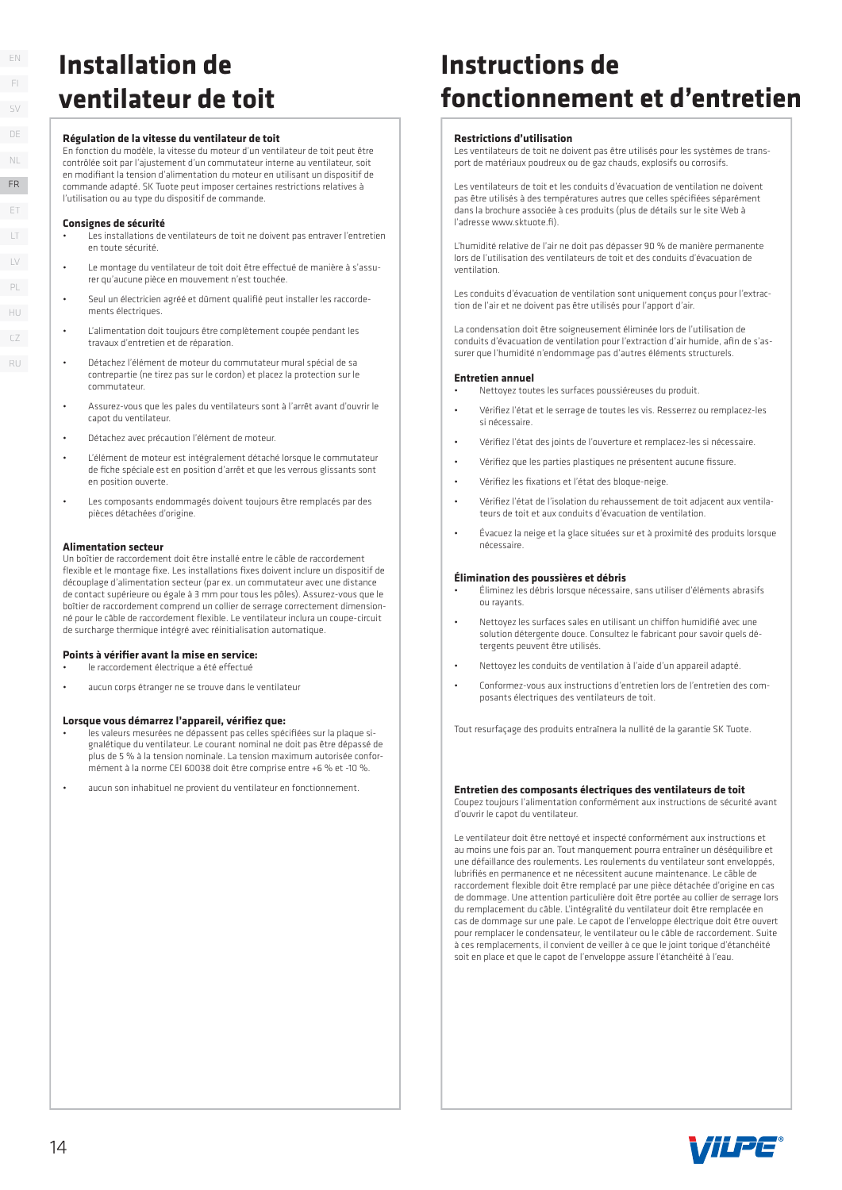# Installation de ventilateur de toit

### Régulation de la vitesse du ventilateur de toit

En fonction du modèle, la vitesse du moteur d'un ventilateur de toit peut être contrôlée soit par l'ajustement d'un commutateur interne au ventilateur, soit en modifiant la tension d'alimentation du moteur en utilisant un dispositif de commande adapté. SK Tuote peut imposer certaines restrictions relatives à l'utilisation ou au type du dispositif de commande.

### Consignes de sécurité

- Les installations de ventilateurs de toit ne doivent pas entraver l'entretien en toute sécurité.
- Le montage du ventilateur de toit doit être effectué de manière à s'assurer qu'aucune pièce en mouvement n'est touchée.
- Seul un électricien agréé et dûment qualifié peut installer les raccordements électriques.
- L'alimentation doit toujours être complètement coupée pendant les travaux d'entretien et de réparation.
- Détachez l'élément de moteur du commutateur mural spécial de sa contrepartie (ne tirez pas sur le cordon) et placez la protection sur le commutateur.
- Assurez-vous que les pales du ventilateurs sont à l'arrêt avant d'ouvrir le capot du ventilateur.
- Détachez avec précaution l'élément de moteur.
- L'élément de moteur est intégralement détaché lorsque le commutateur de fiche spéciale est en position d'arrêt et que les verrous glissants sont en position ouverte.
- Les composants endommagés doivent toujours être remplacés par des pièces détachées d'origine.

### Alimentation secteur

Un boîtier de raccordement doit être installé entre le câble de raccordement flexible et le montage fixe. Les installations fixes doivent inclure un dispositif de découplage d'alimentation secteur (par ex. un commutateur avec une distance de contact supérieure ou égale à 3 mm pour tous les pôles). Assurez-vous que le boîtier de raccordement comprend un collier de serrage correctement dimensionné pour le câble de raccordement flexible. Le ventilateur inclura un coupe-circuit de surcharge thermique intégré avec réinitialisation automatique.

### Points à vérifier avant la mise en service:

- le raccordement électrique a été effectué
- aucun corps étranger ne se trouve dans le ventilateur

### Lorsque vous démarrez l'appareil, vérifiez que:

- les valeurs mesurées ne dépassent pas celles spécifiées sur la plaque signalétique du ventilateur. Le courant nominal ne doit pas être dépassé de plus de 5 % à la tension nominale. La tension maximum autorisée conformément à la norme CEI 60038 doit être comprise entre +6 % et -10 %.
- aucun son inhabituel ne provient du ventilateur en fonctionnement.

# Instructions de fonctionnement et d'entretien

### Restrictions d'utilisation

Les ventilateurs de toit ne doivent pas être utilisés pour les systèmes de transport de matériaux poudreux ou de gaz chauds, explosifs ou corrosifs.

Les ventilateurs de toit et les conduits d'évacuation de ventilation ne doivent pas être utilisés à des températures autres que celles spécifiées séparément dans la brochure associée à ces produits (plus de détails sur le site Web à l'adresse www.sktuote.fi).

L'humidité relative de l'air ne doit pas dépasser 90 % de manière permanente lors de l'utilisation des ventilateurs de toit et des conduits d'évacuation de ventilation.

Les conduits d'évacuation de ventilation sont uniquement conçus pour l'extraction de l'air et ne doivent pas être utilisés pour l'apport d'air.

La condensation doit être soigneusement éliminée lors de l'utilisation de conduits d'évacuation de ventilation pour l'extraction d'air humide, afin de s'assurer que l'humidité n'endommage pas d'autres éléments structurels.

### Entretien annuel

- Nettoyez toutes les surfaces poussiéreuses du produit.
- Vérifiez l'état et le serrage de toutes les vis. Resserrez ou remplacez-les si nécessaire.
- Vérifiez l'état des joints de l'ouverture et remplacez-les si nécessaire.
- Vérifiez que les parties plastiques ne présentent aucune fissure.
- Vérifiez les fixations et l'état des bloque-neige.
- Vérifiez l'état de l'isolation du rehaussement de toit adjacent aux ventilateurs de toit et aux conduits d'évacuation de ventilation.
- Évacuez la neige et la glace situées sur et à proximité des produits lorsque nécessaire.

### Élimination des poussières et débris

- Éliminez les débris lorsque nécessaire, sans utiliser d'éléments abrasifs ou rayants.
- Nettoyez les surfaces sales en utilisant un chiffon humidifié avec une solution détergente douce. Consultez le fabricant pour savoir quels détergents peuvent être utilisés.
- Nettoyez les conduits de ventilation à l'aide d'un appareil adapté.
- Conformez-vous aux instructions d'entretien lors de l'entretien des composants électriques des ventilateurs de toit.

Tout resurfaçage des produits entraînera la nullité de la garantie SK Tuote.

### Entretien des composants électriques des ventilateurs de toit

Coupez toujours l'alimentation conformément aux instructions de sécurité avant d'ouvrir le capot du ventilateur.

Le ventilateur doit être nettoyé et inspecté conformément aux instructions et au moins une fois par an. Tout manquement pourra entraîner un déséquilibre et une défaillance des roulements. Les roulements du ventilateur sont enveloppés, lubrifiés en permanence et ne nécessitent aucune maintenance. Le câble de raccordement flexible doit être remplacé par une pièce détachée d'origine en cas de dommage. Une attention particulière doit être portée au collier de serrage lors du remplacement du câble. L'intégralité du ventilateur doit être remplacée en cas de dommage sur une pale. Le capot de l'enveloppe électrique doit être ouvert pour remplacer le condensateur, le ventilateur ou le câble de raccordement. Suite à ces remplacements, il convient de veiller à ce que le joint torique d'étanchéité soit en place et que le capot de l'enveloppe assure l'étanchéité à l'eau.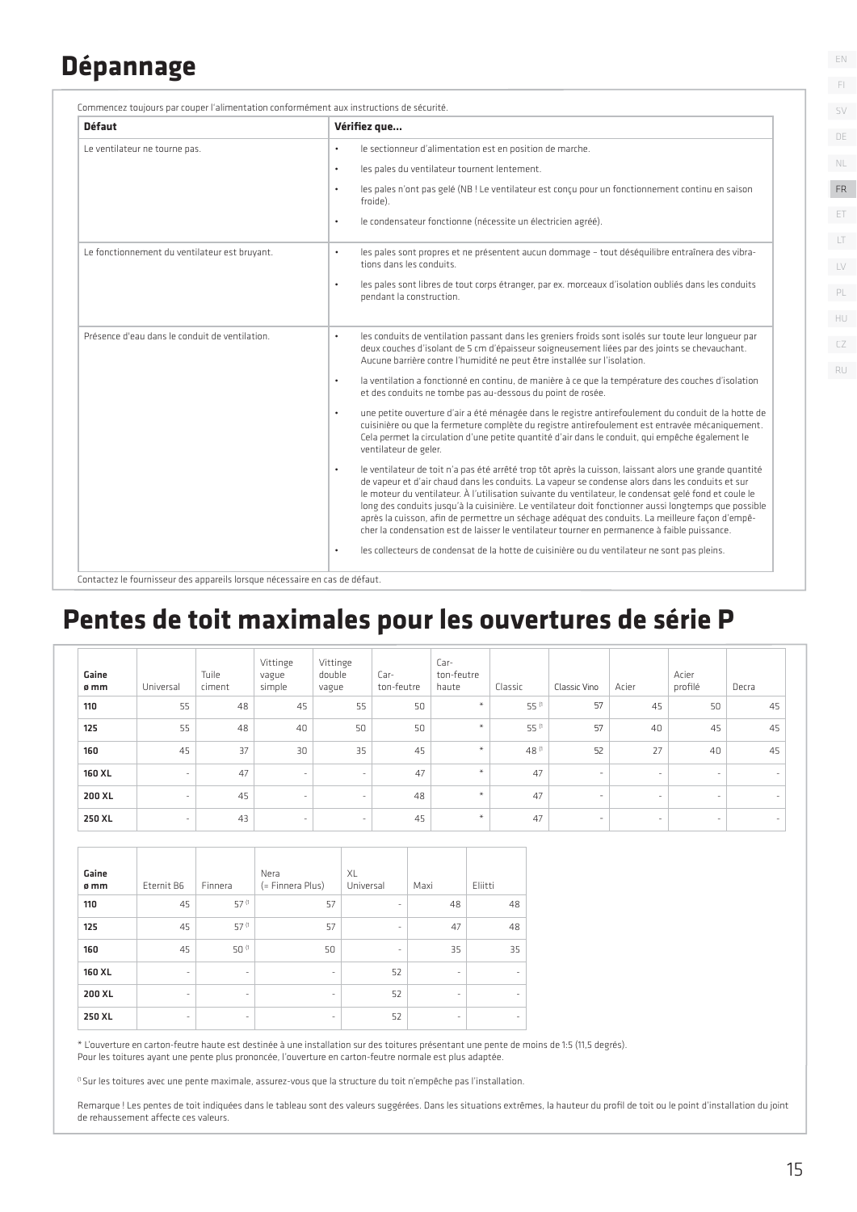# Dépannage

Commencez toujours par couper l'alimentation conformément aux instructions de sécurité.

| Défaut | Vérifiez que... |
|---|---|
| Le ventilateur ne tourne pas. | • le sectionneur d'alimentation est en position de marche.<br>• les pales du ventilateur tournent lentement.<br>• les pales n'ont pas gelé (NB ! Le ventilateur est conçu pour un fonctionnement continu en saison froide).<br>• le condensateur fonctionne (nécessite un électricien agréé). |
| Le fonctionnement du ventilateur est bruyant. | • les pales sont propres et ne présentent aucun dommage – tout déséquilibre entraînera des vibrations dans les conduits.<br>• les pales sont libres de tout corps étranger, par ex. morceaux d'isolation oubliés dans les conduits pendant la construction. |
| Présence d'eau dans le conduit de ventilation. | • les conduits de ventilation passant dans les greniers froids sont isolés sur toute leur longueur par deux couches d'isolant de 5 cm d'épaisseur soigneusement liées par des joints se chevauchant. Aucune barrière contre l'humidité ne peut être installée sur l'isolation.<br>• la ventilation a fonctionné en continu, de manière à ce que la température des couches d'isolation et des conduits ne tombe pas au-dessous du point de rosée.<br>• une petite ouverture d'air a été ménagée dans le registre antirefoulement du conduit de la hotte de cuisinière ou que la fermeture complète du registre antirefoulement est entravée mécaniquement. Cela permet la circulation d'une petite quantité d'air dans le conduit, qui empêche également le ventilateur de geler.<br>• le ventilateur de toit n'a pas été arrêté trop tôt après la cuisson, laissant alors une grande quantité de vapeur et d'air chaud dans les conduits. La vapeur se condense alors dans les conduits et sur le moteur du ventilateur. À l'utilisation suivante du ventilateur, le condensat gelé fond et coule le long des conduits jusqu'à la cuisinière. Le ventilateur doit fonctionner aussi longtemps que possible après la cuisson, afin de permettre un séchage adéquat des conduits. La meilleure façon d'empêcher la condensation est de laisser le ventilateur tourner en permanence à faible puissance.<br>• les collecteurs de condensat de la hotte de cuisinière ou du ventilateur ne sont pas pleins. |

Contactez le fournisseur des appareils lorsque nécessaire en cas de défaut.

# Pentes de toit maximales pour les ouvertures de série P

| Gaine ø mm | Universal | Tuile ciment | Vittinge vague simple | Vittinge double vague | Carton-feutre | Carton-feutre haute | Classic | Classic Vino | Acier | Acier profilé | Decra |
|---|---|---|---|---|---|---|---|---|---|---|---|
| **110** | 55 | 48 | 45 | 55 | 50 | * | 55 [1] | 57 | 45 | 50 | 45 |
| **125** | 55 | 48 | 40 | 50 | 50 | * | 55 [1] | 57 | 40 | 45 | 45 |
| **160** | 45 | 37 | 30 | 35 | 45 | * | 48 [1] | 52 | 27 | 40 | 45 |
| **160 XL** | - | 47 | - | - | 47 | * | 47 | - | - | - | - |
| **200 XL** | - | 45 | - | - | 48 | * | 47 | - | - | - | - |
| **250 XL** | - | 43 | - | - | 45 | * | 47 | - | - | - | - |

| Gaine ø mm | Eternit B6 | Finnera | Nera (= Finnera Plus) | XL Universal | Maxi | Eliitti |
|---|---|---|---|---|---|---|
| **110** | 45 | 57 [1] | 57 | - | 48 | 48 |
| **125** | 45 | 57 [1] | 57 | - | 47 | 48 |
| **160** | 45 | 50 [1] | 50 | - | 35 | 35 |
| **160 XL** | - | - | - | 52 | - | - |
| **200 XL** | - | - | - | 52 | - | - |
| **250 XL** | - | - | - | 52 | - | - |

* L'ouverture en carton-feutre haute est destinée à une installation sur des toitures présentant une pente de moins de 1:5 (11,5 degrés). Pour les toitures ayant une pente plus prononcée, l'ouverture en carton-feutre normale est plus adaptée.

[1] Sur les toitures avec une pente maximale, assurez-vous que la structure du toit n'empêche pas l'installation.

Remarque ! Les pentes de toit indiquées dans le tableau sont des valeurs suggérées. Dans les situations extrêmes, la hauteur du profil de toit ou le point d'installation du joint de rehaussement affecte ces valeurs.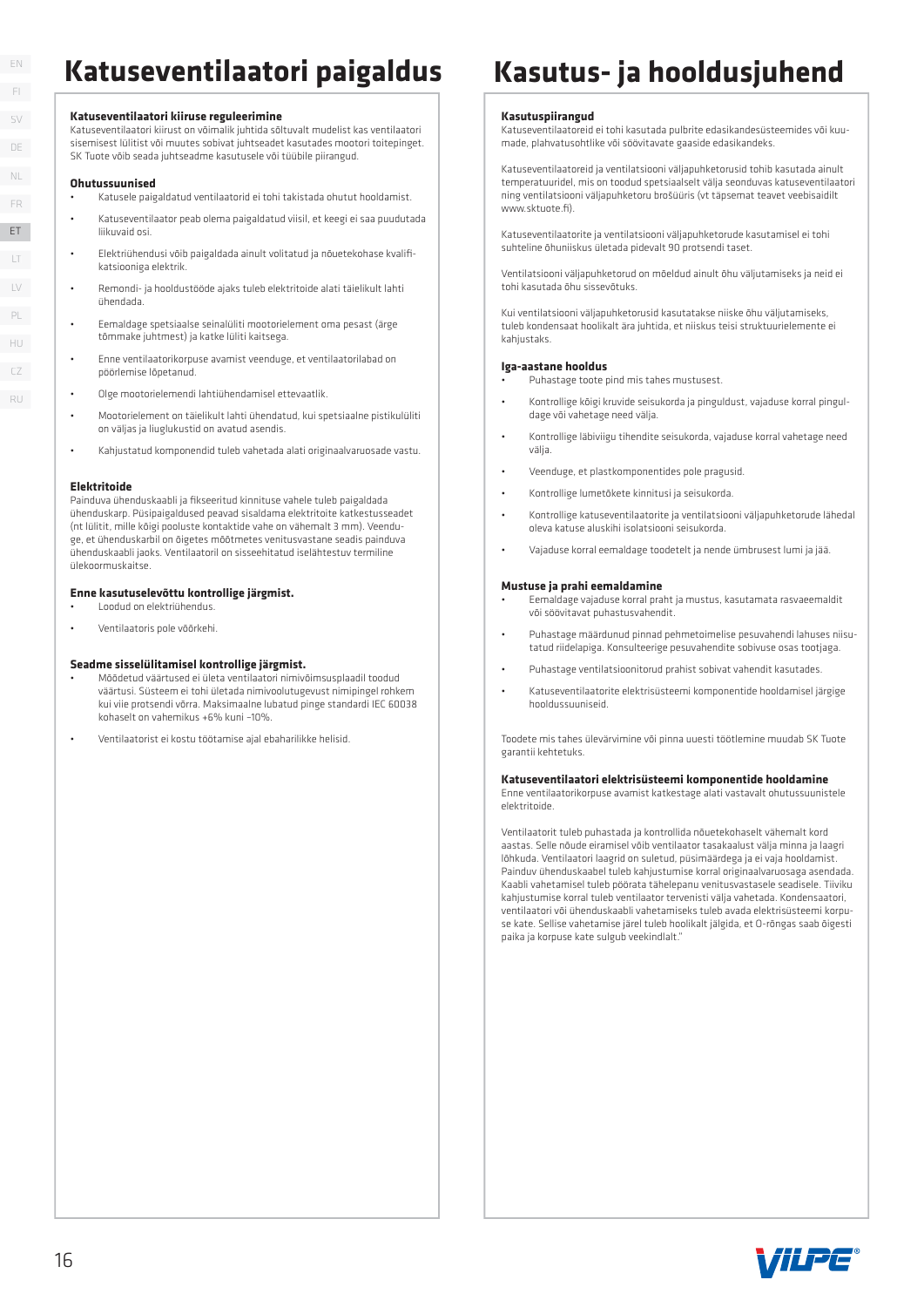# Katuseventilaatori paigaldus

### Katuseventilaatori kiiruse reguleerimine

Katuseventilaatori kiirust on võimalik juhtida sõltuvalt mudelist kas ventilaatori sisemisest lülitist või muutes sobivat juhtseadet kasutades mootori toitepinget. SK Tuote võib seada juhtseadme kasutusele või tüübile piirangud.

### Ohutussuunised

- Katusele paigaldatud ventilaatorid ei tohi takistada ohutut hooldamist.
- Katuseventilaator peab olema paigaldatud viisil, et keegi ei saa puudutada liikuvaid osi.
- Elektriühendusi võib paigaldada ainult volitatud ja nõuetekohase kvalifikatsiooniga elektrik.
- Remondi- ja hooldustööde ajaks tuleb elektritoide alati täielikult lahti ühendada.
- Eemaldage spetsiaalse seinalüliti mootorielement oma pesast (ärge tõmmake juhtmest) ja katke lüliti kaitsega.
- Enne ventilaatorikorpuse avamist veenduge, et ventilaatorilabad on pöörlemise lõpetanud.
- Olge mootorielemendi lahtiühendamisel ettevaatlik.
- Mootorielement on täielikult lahti ühendatud, kui spetsiaalne pistikulüliti on väljas ja liuglukustid on avatud asendis.
- Kahjustatud komponendid tuleb vahetada alati originaalvaruosade vastu.

### Elektritoide

Painduva ühenduskaabli ja fikseeritud kinnituse vahele tuleb paigaldada ühenduskarp. Püsipaigaldused peavad sisaldama elektritoite katkestusseadet (nt lülitit, mille kõigi pooluste kontaktide vahe on vähemalt 3 mm). Veenduge, et ühenduskarbil on õigetes mõõtmetes venitusvastane seadis painduva ühenduskaabli jaoks. Ventilaatoril on sisseehitatud iselähtestuv termiline ülekoormuskaitse.

### Enne kasutuselevõttu kontrollige järgmist.

- Loodud on elektriühendus.
- Ventilaatoris pole võõrkehi.

### Seadme sisselülitamisel kontrollige järgmist.

- Mõõdetud väärtused ei ületa ventilaatori nimivõimsusplaadil toodud väärtusi. Süsteem ei tohi ületada nimivoolutugevust nimipingel rohkem kui viie protsendi võrra. Maksimaalne lubatud pinge standardi IEC 60038 kohaselt on vahemikus +6% kuni -10%.
- Ventilaatorist ei kostu töötamise ajal ebaharilikke helisid.

# Kasutus- ja hooldusjuhend

### Kasutuspiirangud

Katuseventilaatoreid ei tohi kasutada pulbrite edasikandesüsteemides või kuumade, plahvatusohtlike või söövitavate gaaside edasikandeks.

Katuseventilaatoreid ja ventilatsiooni väljapuhketorusid tohib kasutada ainult temperatuuridel, mis on toodud spetsiaalselt välja seonduvas katuseventilaatori ning ventilatsiooni väljapuhketoru brošüüris (vt täpsemat teavet veebisaidilt www.sktuote.fi).

Katuseventilaatorite ja ventilatsiooni väljapuhketorude kasutamisel ei tohi suhteline õhuniiskus ületada pidevalt 90 protsendi taset.

Ventilatsiooni väljapuhketorud on mõeldud ainult õhu väljutamiseks ja neid ei tohi kasutada õhu sissevõtuks.

Kui ventilatsiooni väljapuhketorusid kasutatakse niiske õhu väljutamiseks, tuleb kondensaat hoolikalt ära juhtida, et niiskus teisi struktuurielemente ei kahjustaks.

### Iga-aastane hooldus

- Puhastage toote pind mis tahes mustusest.
- Kontrollige kõigi kruvide seisukorda ja pinguldust, vajaduse korral pingul­dage või vahetage need välja.
- Kontrollige läbiviigu tihendite seisukorda, vajaduse korral vahetage need välja.
- Veenduge, et plastkomponentides pole pragusid.
- Kontrollige lumetõkete kinnitusi ja seisukorda.
- Kontrollige katuseventilaatorite ja ventilatsiooni väljapuhketorude lähedal oleva katuse aluskihi isolatsiooni seisukorda.
- Vajaduse korral eemaldage toodetelt ja nende ümbrusest lumi ja jää.

### Mustuse ja prahi eemaldamine

- Eemaldage vajaduse korral praht ja mustus, kasutamata rasvaeemaldit või söövitavat puhastusvahendit.
- Puhastage määrdunud pinnad pehmetoimelise pesuvahendi lahuses niisutatud riidelapiga. Konsulteerige pesuvahendite sobivuse osas tootjaga.
- Puhastage ventilatsioonitorud prahist sobivat vahendit kasutades.
- Katuseventilaatorite elektrisüsteemi komponentide hooldamisel järgige hooldussuuniseid.

Toodete mis tahes ülevärvimine või pinna uuesti töötlemine muudab SK Tuote garantii kehtetuks.

### Katuseventilaatori elektrisüsteemi komponentide hooldamine

Enne ventilaatorikorpuse avamist katkestage alati vastavalt ohutussuunistele elektritoide.

Ventilaatorit tuleb puhastada ja kontrollida nõuetekohaselt vähemalt kord aastas. Selle nõude eiramisel võib ventilaator tasakaalust välja minna ja laagri lõhkuda. Ventilaatori laagrid on suletud, püsimäärdega ja ei vaja hooldamist. Painduv ühenduskaabel tuleb kahjustumise korral originaalvaruosaga asendada. Kaabli vahetamisel tuleb pöörata tähelepanu venitusvastasele seadisele. Tiiviku kahjustumise korral tuleb ventilaator tervenisti välja vahetada. Kondensaatori, ventilaatori või ühenduskaabli vahetamiseks tuleb avada elektrisüsteemi korpuse kate. Sellise vahetamise järel tuleb hoolikalt jälgida, et O-rõngas saab õigesti paika ja korpuse kate sulgub veekindlalt."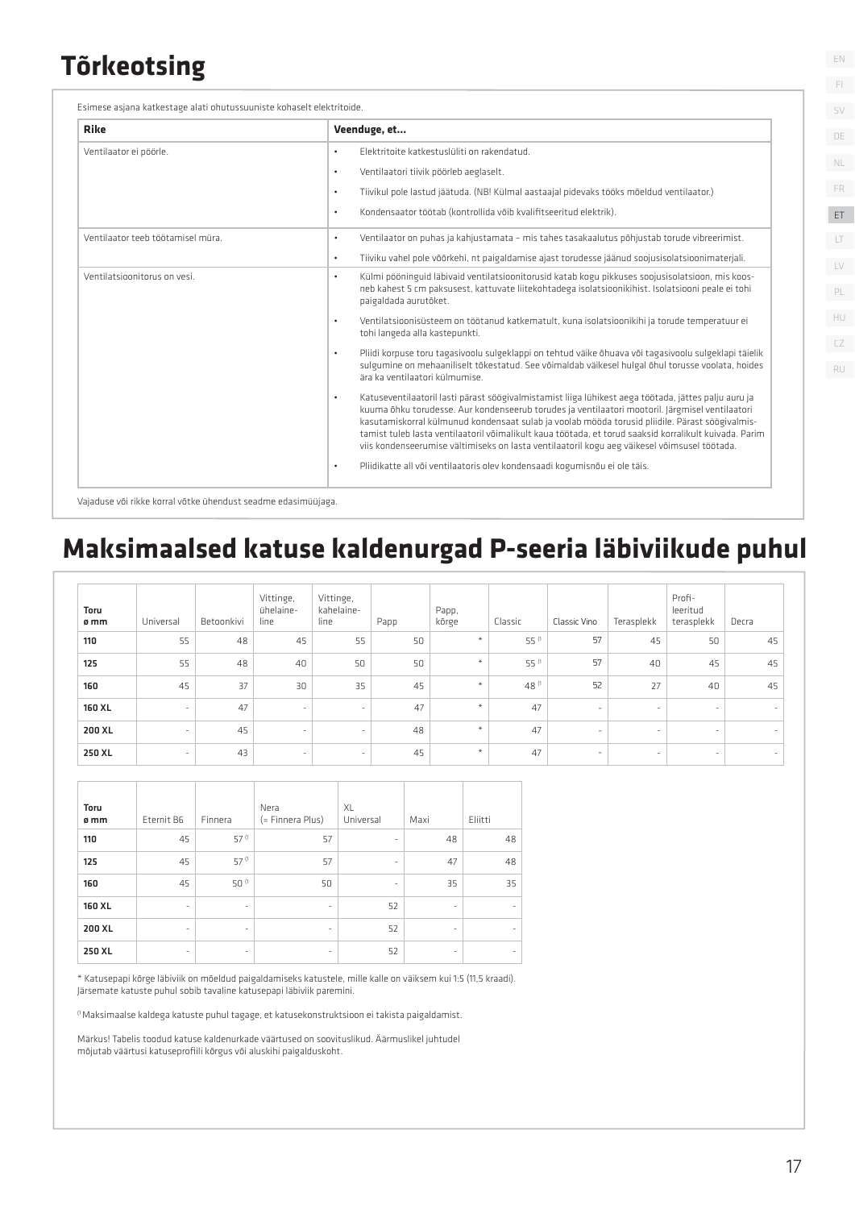# Tõrkeotsing

Esimese asjana katkestage alati ohutussuuniste kohaselt elektritoide.

| Rike | Veenduge, et… |
|---|---|
| Ventilaator ei pöörle. | • Elektritoite katkestuslüliti on rakendatud.<br>• Ventilaatori tiivik pöörleb aeglaselt.<br>• Tiivikul pole lastud jäätuda. (NB! Külmal aastaajal pidevaks tööks mõeldud ventilaator.)<br>• Kondensaator töötab (kontrollida võib kvalifitseeritud elektrik). |
| Ventilaator teeb töötamisel müra. | • Ventilaator on puhas ja kahjustamata – mis tahes tasakaalutus põhjustab torude vibreerimist.<br>• Tiiviku vahel pole võõrkehi, nt paigaldamise ajast torudesse jäänud soojusisolatsioonimaterjali. |
| Ventilatsioonitorus on vesi. | • Külmi pööninguid läbivaid ventilatsioonitorusid katab kogu pikkuses soojusisolatsioon, mis koosneb kahest 5 cm paksusest, kattuvate liitekohtadega isolatsioonikihist. Isolatsiooni peale ei tohi paigaldada aurutõket.<br>• Ventilatsioonisüsteem on töötanud katkematult, kuna isolatsioonikihi ja torude temperatuur ei tohi langeda alla kastepunkti.<br>• Pliidi korpuse toru tagasivoolu sulgeklappi on tehtud väike õhuava või tagasivoolu sulgeklapi täielik sulgumine on mehaaniliselt tõkestatud. See võimaldab väikesel hulgal õhul torusse voolata, hoides ära ka ventilaatori külmumise.<br>• Katuseventilaatoril lasti pärast söögivalmistamist liiga lühikest aega töötada, jättes palju auru ja kuuma õhku torudesse. Aur kondenseerub torudes ja ventilaatori mootoril. Järgmisel ventilaatori kasutamiskorral külmunud kondensaat sulab ja voolab mööda torusid pliidile. Pärast söögivalmistamist tuleb lasta ventilaatoril võimalikult kaua töötada, et torud saaksid korralikult kuivada. Parim viis kondenseerumise vältimiseks on lasta ventilaatoril kogu aeg väikesel võimsusel töötada.<br>• Pliidikatte all või ventilaatoris olev kondensaadi kogumisnõu ei ole täis. |

Vajaduse või rikke korral võtke ühendust seadme edasimüüjaga.

# Maksimaalsed katuse kaldenurgad P-seeria läbiviikude puhul

| Toru ø mm | Universal | Betoonkivi | Vittinge, ühelaine-line | Vittinge, kahelaine-line | Papp | Papp, kõrge | Classic | Classic Vino | Terasplekk | Profi-leeritud teraspiekk | Decra |
|---|---|---|---|---|---|---|---|---|---|---|---|
| **110** | 55 | 48 | 45 | 55 | 50 | * | 55 [I] | 57 | 45 | 50 | 45 |
| **125** | 55 | 48 | 40 | 50 | 50 | * | 55 [I] | 57 | 40 | 45 | 45 |
| **160** | 45 | 37 | 30 | 35 | 45 | * | 48 [I] | 52 | 27 | 40 | 45 |
| **160 XL** | - | 47 | - | - | 47 | * | 47 | - | - | - | - |
| **200 XL** | - | 45 | - | - | 48 | * | 47 | - | - | - | - |
| **250 XL** | - | 43 | - | - | 45 | * | 47 | - | - | - | - |

| Toru ø mm | Eternit B6 | Finnera | Nera (= Finnera Plus) | XL Universal | Maxi | Eliitti |
|---|---|---|---|---|---|---|
| **110** | 45 | 57 [I] | 57 | - | 48 | 48 |
| **125** | 45 | 57 [I] | 57 | - | 47 | 48 |
| **160** | 45 | 50 [I] | 50 | - | 35 | 35 |
| **160 XL** | - | - | - | 52 | - | - |
| **200 XL** | - | - | - | 52 | - | - |
| **250 XL** | - | - | - | 52 | - | - |

* Katusepapi kõrge läbiviik on mõeldud paigaldamiseks katustele, mille kalle on väiksem kui 1:5 (11,5 kraadi). Järsemate katuste puhul sobib tavaline katusepapi läbiviik paremini.

[I] Maksimaalse kaldega katuste puhul tagage, et katusekonstruktsioon ei takista paigaldamist.

Märkus! Tabelis toodud katuse kaldenurkade väärtused on soovituslikud. Äärmuslikel juhtudel mõjutab väärtusi katuseprofiili kõrgus või aluskihi paigalduskoht.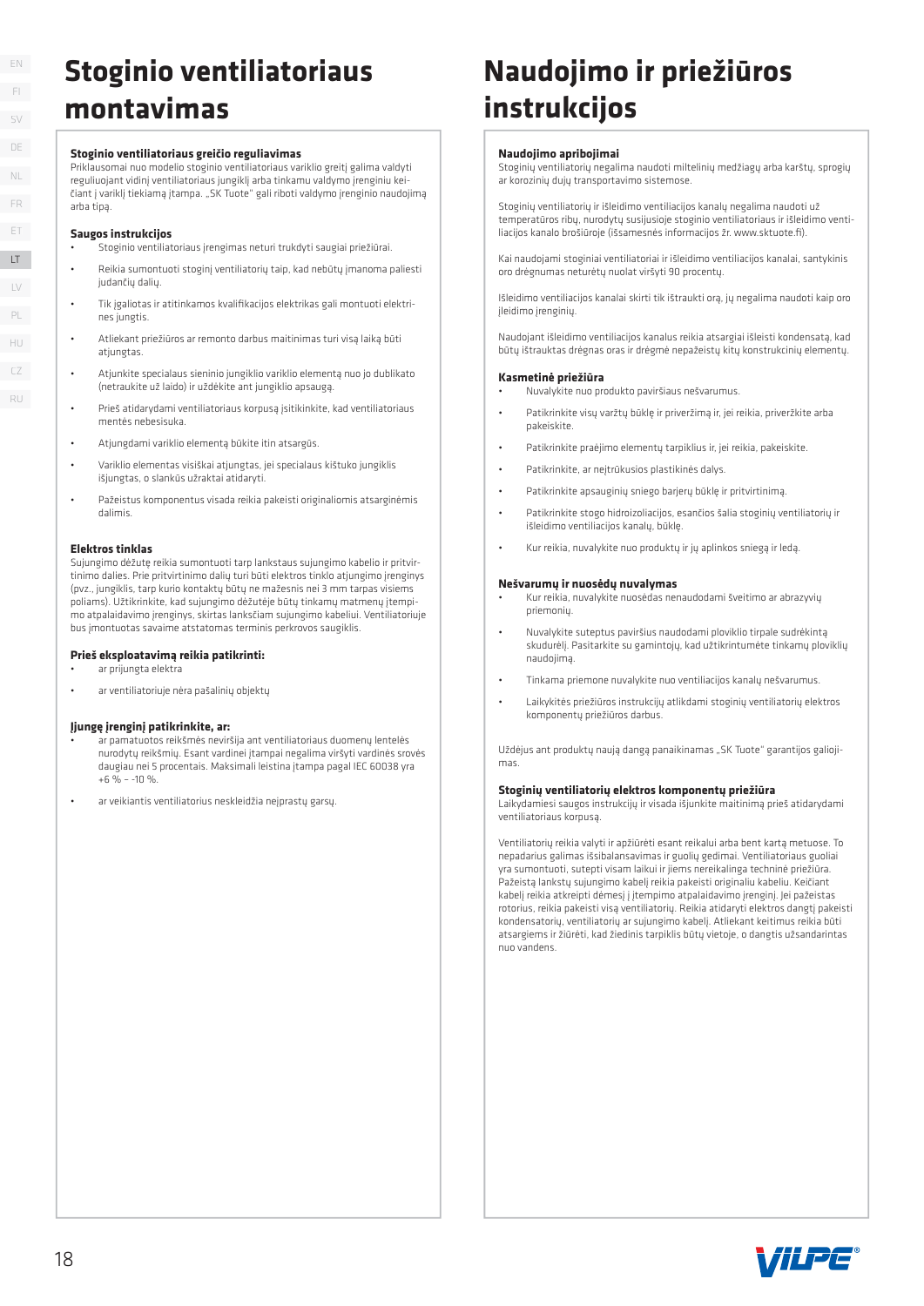# Stoginio ventiliatoriaus montavimas

### Stoginio ventiliatoriaus greičio reguliavimas

Priklausomai nuo modelio stoginio ventiliatoriaus variklio greitį galima valdyti reguliuojant vidinį ventiliatoriaus jungiklį arba tinkamu valdymo įrenginiu keičiant į variklį tiekiamą įtampą. „SK Tuote" gali riboti valdymo įrenginio naudojimą arba tipą.

### Saugos instrukcijos

- Stoginio ventiliatoriaus įrengimas neturi trukdyti saugiai priežiūrai.
- Reikia sumontuoti stoginį ventiliatorių taip, kad nebūtų įmanoma paliesti judančių dalių.
- Tik įgaliotas ir atitinkamos kvalifikacijos elektrikas gali montuoti elektrines jungtis.
- Atliekant priežiūros ar remonto darbus maitinimas turi visą laiką būti atjungtas.
- Atjunkite specialaus sieninio jungiklio variklio elementą nuo jo dublikato (netraukite už laido) ir uždėkite ant jungiklio apsaugą.
- Prieš atidarydami ventiliatoriaus korpusą įsitikinkite, kad ventiliatoriaus mentės nebesisuka.
- Atjungdami variklio elementą būkite itin atsargūs.
- Variklio elementas visiškai atjungtas, jei specialaus kištuko jungiklis išjungtas, o slankūs užraktai atidaryti.
- Pažeistus komponentus visada reikia pakeisti originaliomis atsarginėmis dalimis.

### Elektros tinklas

Sujungimo dėžutę reikia sumontuoti tarp lankstaus sujungimo kabelio ir pritvirtinimo dalies. Prie pritvirtinimo dalių turi būti elektros tinklo atjungimo įrenginys (pvz., jungiklis, tarp kurio kontaktų būtų ne mažesnis nei 3 mm tarpas visiems poliams). Užtikrinkite, kad sujungimo dėžutėje būtų tinkamų matmenų įtempimo atpalaidavimo įrenginys, skirtas lanksčiam sujungimo kabeliui. Ventiliatoriuje bus įmontuotas savaime atstatomas terminis perkrovos saugiklis.

### Prieš eksploatavimą reikia patikrinti:

- ar prijungta elektra
- ar ventiliatoriuje nėra pašalinių objektų

### Įjungę įrenginį patikrinkite, ar:

- ar pamatuotos reikšmės neviršija ant ventiliatoriaus duomenų lentelės nurodytų reikšmių. Esant vardinei įtampai negalima viršyti vardinės srovės daugiau nei 5 procentais. Maksimali leistina įtampa pagal IEC 60038 yra +6 % – -10 %.
- ar veikiantis ventiliatorius neskleidžia neįprastų garsų.

# Naudojimo ir priežiūros instrukcijos

### Naudojimo apribojimai

Stoginių ventiliatorių negalima naudoti miltelinių medžiagų arba karštų, sprogių ar korozinių dujų transportavimo sistemose.

Stoginių ventiliatorių ir išleidimo ventiliacijos kanalų negalima naudoti už temperatūros ribų, nurodytų susijusioje stoginio ventiliatoriaus ir išleidimo ventiliacijos kanalo brošiūroje (išsamesnės informacijos žr. www.sktuote.fi).

Kai naudojami stoginiai ventiliatoriai ir išleidimo ventiliacijos kanalai, santykinis oro drėgnumas neturėtų nuolat viršyti 90 procentų.

Išleidimo ventiliacijos kanalai skirti tik ištraukti orą, jų negalima naudoti kaip oro įleidimo įrenginių.

Naudojant išleidimo ventiliacijos kanalus reikia atsargiai išleisti kondensatą, kad būtų ištrauktas drėgnas oras ir drėgmė nepažeistų kitų konstrukcinių elementų.

### Kasmetinė priežiūra

- Nuvalykite nuo produkto paviršiaus nešvarumus.
- Patikrinkite visų varžtų būklę ir priveržimą ir, jei reikia, priveržkite arba pakeiskite.
- Patikrinkite praėjimo elementų tarpiklius ir, jei reikia, pakeiskite.
- Patikrinkite, ar neįtrūkusios plastikinės dalys.
- Patikrinkite apsauginių sniego barjerų būklę ir pritvirtinimą.
- Patikrinkite stogo hidroizoliacijos, esančios šalia stoginių ventiliatorių ir išleidimo ventiliacijos kanalų, būklę.
- Kur reikia, nuvalykite nuo produktų ir jų aplinkos sniegą ir ledą.

### Nešvarumų ir nuosėdų nuvalymas

- Kur reikia, nuvalykite nuosėdas nenaudodami šveitimo ar abrazyvių priemonių.
- Nuvalykite suteptus paviršius naudodami ploviklio tirpale sudrėkintą skudurėlį. Pasitarkite su gamintoju, kad užtikrintumėte tinkamų ploviklių naudojimą.
- Tinkama priemone nuvalykite nuo ventiliacijos kanalų nešvarumus.
- Laikykitės priežiūros instrukcijų atlikdami stoginių ventiliatorių elektros komponentų priežiūros darbus.

Uždėjus ant produktų naują dangą panaikinamas „SK Tuote" garantijos galiojimas.

### Stoginių ventiliatorių elektros komponentų priežiūra

Laikydamiesi saugos instrukcijų ir visada išjunkite maitinimą prieš atidarydami ventiliatoriaus korpusą.

Ventiliatorių reikia valyti ir apžiūrėti esant reikalui arba bent kartą metuose. To nepadarius galimas išsibalansavimas ir guolių gedimai. Ventiliatoriaus guoliai yra sumontuoti, sutepti visam laikui ir jiems nereikalinga techninė priežiūra. Pažeistą lankstų sujungimo kabelį reikia pakeisti originaliu kabeliu. Keičiant kabelį reikia atkreipti dėmesį į įtempimo atpalaidavimo įrenginį. Jei pažeistas rotorius, reikia pakeisti visą ventiliatorių. Reikia atidaryti elektros dangtį pakeisti kondensatorių, ventiliatorių ar sujungimo kabelį. Atliekant keitimus reikia būti atsargiems ir žiūrėti, kad žiedinis tarpiklis būtų vietoje, o dangtis užsandarintas nuo vandens.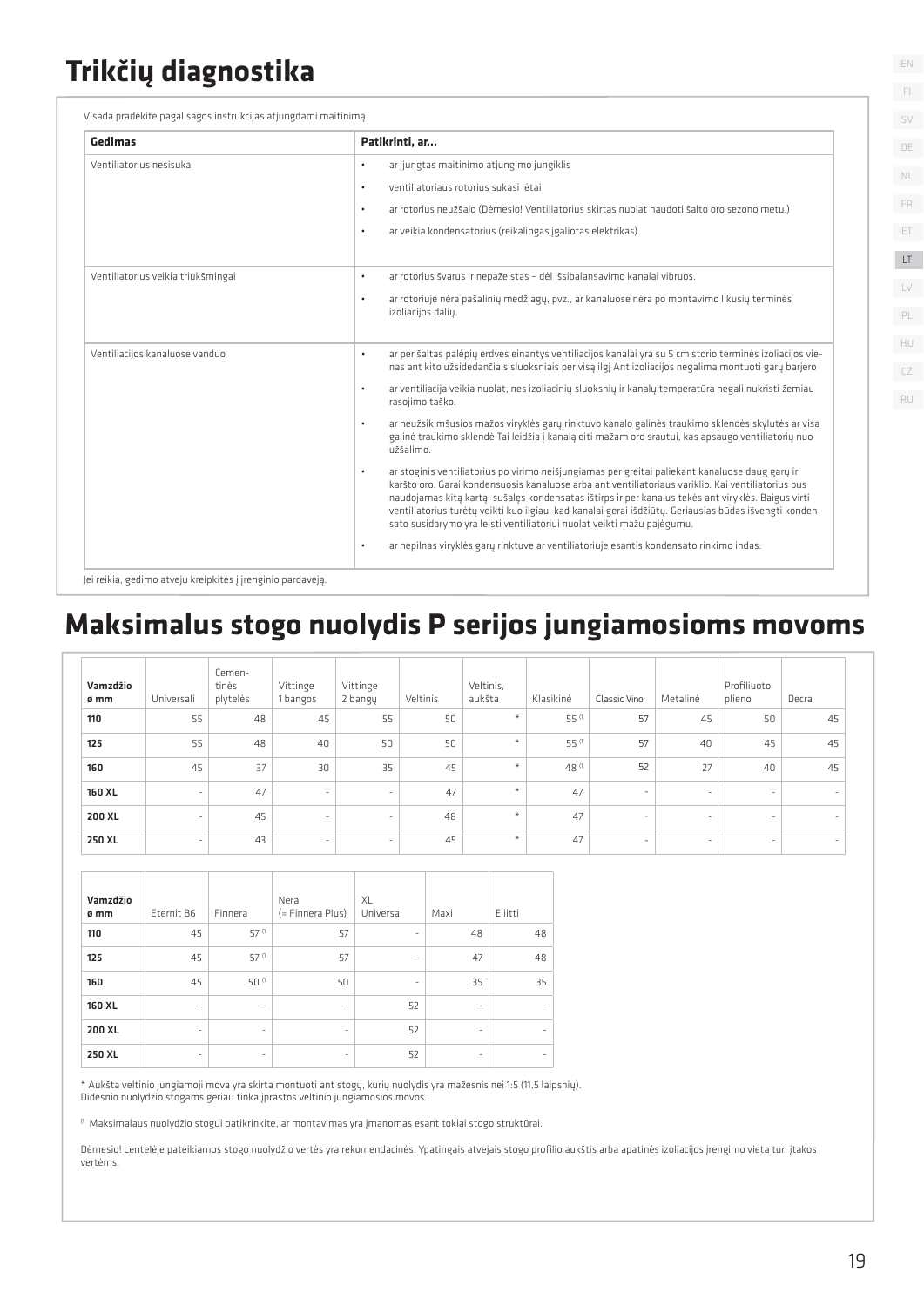# Trikčių diagnostika

Visada pradėkite pagal sagos instrukcijas atjungdami maitinimą.

| Gedimas | Patikrinti, ar... |
|---|---|
| Ventiliatorius nesisuka | • ar įjungtas maitinimo atjungimo jungiklis<br>• ventiliatoriaus rotorius sukasi lėtai<br>• ar rotorius neužšalo (Dėmesio! Ventiliatorius skirtas nuolat naudoti šalto oro sezono metu.)<br>• ar veikia kondensatorius (reikalingas įgaliotas elektrikas) |
| Ventiliatorius veikia triukšmingai | • ar rotorius švarus ir nepažeistas – dėl išsibalansavimo kanalai vibruos.<br>• ar rotoriuje nėra pašalinių medžiagų, pvz., ar kanaluose nėra po montavimo likusių terminės izoliacijos dalių. |
| Ventiliacijos kanaluose vanduo | • ar per šaltas palėpių erdves einantys ventiliacijos kanalai yra su 5 cm storio terminės izoliacijos vienas ant kito užsidedančiais sluoksniais per visą ilgį Ant izoliacijos negalima montuoti garų barjero<br>• ar ventiliacija veikia nuolat, nes izoliacinių sluoksnių ir kanalų temperatūra negali nukristi žemiau rasojimo taško.<br>• ar neužsikimšusios mažos viryklės garų rinktuvo kanalo galinės traukimo sklendės skylutės ar visa galinė traukimo sklendė Tai leidžia į kanalą eiti mažam oro srautui, kas apsaugo ventiliatorių nuo užšalimo.<br>• ar stoginis ventiliatorius po virimo neišjungiamas per greitai paliekant kanaluose daug garų ir karšto oro. Garai kondensuosis kanaluose arba ant ventiliatoriaus variklio. Kai ventiliatorius bus naudojamas kitą kartą, sušalęs kondensatas ištirps ir per kanalus tekės ant viryklės. Baigus virti ventiliatorius turėtų veikti kuo ilgiau, kad kanalai gerai išdžiūtų. Geriausias būdas išvengti kondensato susidarymo yra leisti ventiliatoriui nuolat veikti mažu pajėgumu.<br>• ar nepilnas viryklės garų rinktuve ar ventiliatoriuje esantis kondensato rinkimo indas. |

Jei reikia, gedimo atveju kreipkitės į įrenginio pardavėją.

# Maksimalus stogo nuolydis P serijos jungiamosioms movoms

| Vamzdžio ø mm | Universali | Cementinės plytelės | Vittinge 1 bangos | Vittinge 2 bangų | Veltinis | Veltinis, aukšta | Klasikinė | Classic Vino | Metalinė | Profiliuoto plieno | Decra |
|---|---|---|---|---|---|---|---|---|---|---|---|
| **110** | 55 | 48 | 45 | 55 | 50 | * | 55 [1] | 57 | 45 | 50 | 45 |
| **125** | 55 | 48 | 40 | 50 | 50 | * | 55 [1] | 57 | 40 | 45 | 45 |
| **160** | 45 | 37 | 30 | 35 | 45 | * | 48 [1] | 52 | 27 | 40 | 45 |
| **160 XL** | - | 47 | - | - | 47 | * | 47 | - | - | - | - |
| **200 XL** | - | 45 | - | - | 48 | * | 47 | - | - | - | - |
| **250 XL** | - | 43 | - | - | 45 | * | 47 | - | - | - | - |

| Vamzdžio ø mm | Eternit B6 | Finnera | Nera (= Finnera Plus) | XL Universal | Maxi | Eliitti |
|---|---|---|---|---|---|---|
| **110** | 45 | 57 [1] | 57 | - | 48 | 48 |
| **125** | 45 | 57 [1] | 57 | - | 47 | 48 |
| **160** | 45 | 50 [1] | 50 | - | 35 | 35 |
| **160 XL** | - | - | - | 52 | - | - |
| **200 XL** | - | - | - | 52 | - | - |
| **250 XL** | - | - | - | 52 | - | - |

\* Aukšta veltinio jungiamoji mova yra skirta montuoti ant stogų, kurių nuolydis yra mažesnis nei 1:5 (11,5 laipsnių).
Didesnio nuolydžio stogams geriau tinka įprastos veltinio jungiamosios movos.

[1] Maksimalaus nuolydžio stogui patikrinkite, ar montavimas yra įmanomas esant tokiai stogo struktūrai.

Dėmesio! Lentelėje pateikiamos stogo nuolydžio vertės yra rekomendacinės. Ypatingais atvejais stogo profilio aukštis arba apatinės izoliacijos įrengimo vieta turi įtakos vertėms.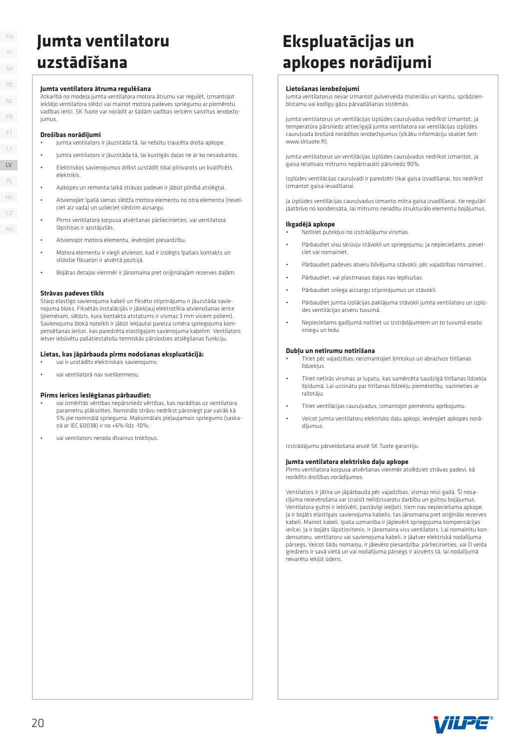# Jumta ventilatoru uzstādīšana

**Jumta ventilatora ātruma regulēšana**
Atkarībā no modeļa jumta ventilatora motora ātrumu var regulēt, izmantojot iekšējo ventilatora slēdzi vai mainot motora padeves spriegumu ar piemērotu vadības ierīci. SK Tuote var norādīt ar šādām vadības ierīcēm saistītus ierobežojumus.

**Drošības norādījumi**

- Jumta ventilators ir jāuzstāda tā, lai nebūtu traucēta droša apkope.
- Jumta ventilators ir jāuzstāda tā, lai kustīgās daļas ne ar ko nesaskartos.
- Elektriskos savienojumus drīkst uzstādīt tikai pilnvarots un kvalificēts elektriķis.
- Apkopes un remonta laikā strāvas padevei ir jābūt pilnībā atslēgtai.
- Atvienojiet īpašā sienas slēdža motora elementu no otra elementa (nevelciet aiz vada) un uzlieciet slēdzim aizsargu.
- Pirms ventilatora korpusa atvēršanas pārliecinieties, vai ventilatora lāpstiņas ir apstājušās.
- Atvienojot motora elementu, ievērojiet piesardzību.
- Motora elementu ir viegli atvienot, kad ir izslēgts īpašais kontakts un slīdošie fiksatori ir atvērtā pozīcijā.
- Bojātas detaļas vienmēr ir jānomaina pret oriģinālajām rezerves daļām.

**Strāvas padeves tīkls**
Starp elastīgo savienojuma kabeli un fiksēto stiprinājumu ir jāuzstāda savienojuma bloks. Fiksētās instalācijās ir jāiekļauj elektrotīkla atvienošanas ierīce (piemēram, slēdzis, kura kontakta atstatums ir vismaz 3 mm visiem poliem). Savienojuma blokā noteikti ir jābūt iekļautai pareiza izmēra sprieguma kompensēšanas ierīcei, kas paredzēta elastīgajam savienojuma kabelim. Ventilators ietver iebūvētu pašatiestatošu termiskās pārslodzes atslēgšanas funkciju.

**Lietas, kas jāpārbauda pirms nodošanas ekspluatācijā:**

- vai ir uzstādīts elektriskais savienojums;
- vai ventilatorā nav svešķermeņu.

**Pirms ierīces ieslēgšanas pārbaudiet:**

- vai izmērītās vērtības nepārsniedz vērtības, kas norādītas uz ventilatora parametru plāksnītes. Nominālo strāvu nedrīkst pārsniegt par vairāk kā 5% pie nominālā sprieguma. Maksimālais pieļaujamais spriegums (saskaņā ar IEC 60038) ir no +6% līdz -10%;
- vai ventilators nerada dīvainus trokšņus.

# Ekspluatācijas un apkopes norādījumi

**Lietošanas ierobežojumi**
Jumta ventilatorus nevar izmantot pulverveida materiālu un karstu, sprādzienbīstamu vai kodīgu gāzu pārvadāšanas sistēmās.

Jumta ventilatorus un ventilācijas izplūdes cauruļvadus nedrīkst izmantot, ja temperatūra pārsniedz attiecīgajā jumta ventilatora vai ventilācijas izplūdes cauruļvada brošūrā norādītos ierobežojumus (sīkāku informāciju skatiet šeit: www.sktuote.fi).

Jumta ventilatorus un ventilācijas izplūdes cauruļvadus nedrīkst izmantot, ja gaisa relatīvais mitrums nepārtraukti pārsniedz 90%.

Izplūdes ventilācijas cauruļvadi ir paredzēti tikai gaisa izvadīšanai, tos nedrīkst izmantot gaisa ievadīšanai.

Ja izplūdes ventilācijas cauruļvadus izmanto mitra gaisa izvadīšanai, tie regulāri jāatbrīvo no kondensāta, lai mitrums neradītu strukturālo elementu bojājumus.

**Ikgadējā apkope**

- Notīriet putekļus no izstrādājuma virsmas.
- Pārbaudiet visu skrūvju stāvokli un spriegojumu; ja nepieciešams, pievelciet vai nomainiet.
- Pārbaudiet padeves atveru blīvējuma stāvokli; pēc vajadzības nomainiet.
- Pārbaudiet, vai plastmasas daļas nav ieplīsušas.
- Pārbaudiet sniega aizsargu stiprinājumus un stāvokli.
- Pārbaudiet jumta izolācijas paklājuma stāvokli jumta ventilatoru un izplūdes ventilācijas atveru tuvumā.
- Nepieciešams gadījumā notīriet uz izstrādājumiem un to tuvumā esošo sniegu un ledu.

**Dubļu un netīrumu notīrīšana**

- Tīriet pēc vajadzības; neizmantojiet ķīmiskus un abrazīvus tīrīšanas līdzekļus.
- Tīriet netīrās virsmas ar lupatu, kas samērcēta saudzīgā tīrīšanas līdzekļa šķīdumā. Lai uzzinātu par tīrīšanas līdzekļu piemērotību, sazinieties ar ražotāju.
- Tīriet ventilācijas cauruļvadus, izmantojot piemērotu aprīkojumu.
- Veicot jumta ventilatoru elektrisko daļu apkopi, ievērojiet apkopes norādījumus.

Izstrādājumu pārveidošana anulē SK Tuote garantiju.

**Jumta ventilatora elektrisko daļu apkope**
Pirms ventilatora korpusa atvēršanas vienmēr atslēdziet strāvas padevi, kā norādīts drošības norādījumos.

Ventilators ir jātīra un jāpārbauda pēc vajadzības, vismaz reizi gadā. Šī nosacījuma neievērošana var izraisīt nelīdzsvarotu darbību un gultņu bojājumus. Ventilatora gultņi ir iebūvēti, pastāvīgi ieeļļoti; tiem nav nepieciešama apkope. Ja ir bojāts elastīgais savienojuma kabelis, tas jānomaina pret oriģinālo rezerves kabeli. Mainot kabeli, īpaša uzmanība ir jāpievērš sprieguma kompensācijas ierīcei. Ja ir bojāts lāpstiņritenis, ir jānomaina viss ventilators. Lai nomainītu kondensatoru, ventilatoru un savienojuma kabeli, ir jāatver elektriskā nodalījuma pārsegs. Veicot šādu nomaiņu, ir jāievēro piesardzība: pārliecinieties, vai O veida gredzens ir savā vietā un vai nodalījuma pārsegs ir aizvērts tā, lai nodalījumā nevarētu iekļūt ūdens.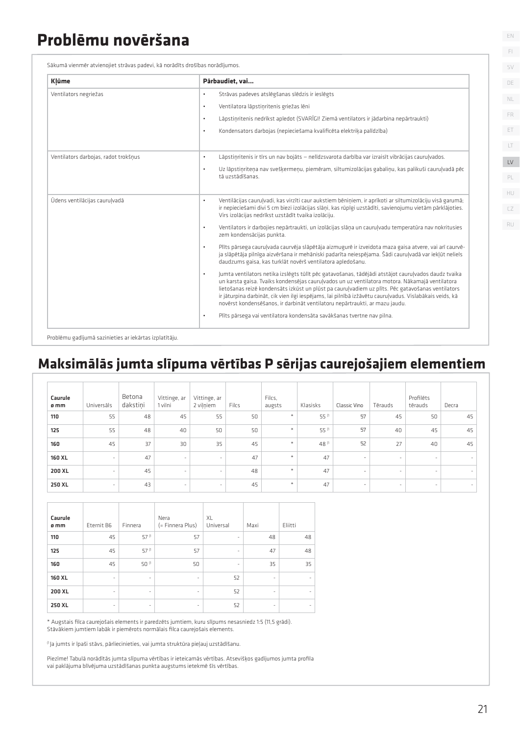# Problēmu novēršana

Sākumā vienmēr atvienojiet strāvas padevi, kā norādīts drošības norādījumos.

| Kļūme | Pārbaudiet, vai... |
|---|---|
| Ventilators negriežas | • Strāvas padeves atslēgšanas slēdzis ir ieslēgts<br>• Ventilatora lāpstiņritenis griežas lēni<br>• Lāpstiņritenis nedrīkst apledot (SVARĪGI! Ziemā ventilators ir jādarbina nepārtraukti)<br>• Kondensators darbojas (nepieciešama kvalificēta elektriķa palīdzība) |
| Ventilators darbojas, radot troksņus | • Lāpstiņritenis ir tīrs un nav bojāts – nelīdzsvarota darbība var izraisīt vibrācijas cauruļvados.<br>• Uz lāpstiņriteņa nav svešķermeņu, piemēram, siltumizolācijas gabaliņu, kas palikuši cauruļvadā pēc tā uzstādīšanas. |
| Ūdens ventilācijas cauruļvadā | • Ventilācijas cauruļvadi, kas virzīti caur aukstiem bēniņiem, ir aprīkoti ar siltumizolāciju visā garumā; ir nepieciešami divi 5 cm biezi izolācijas slāņi, kas rūpīgi uzstādīti, savienojumu vietām pārklājoties. Virs izolācijas nedrīkst uzstādīt tvaika izolāciju.<br>• Ventilators ir darbojies nepārtraukti, un izolācijas slāņa un cauruļvadu temperatūra nav nokritusies zem kondensācijas punkta.<br>• Plīts pārsega cauruļvada caurvēja slāpētāja aizmugurē ir izveidota maza gaisa atvere, vai arī caurvēja slāpētāja pilnīga aizvēršana ir mehāniski padarīta neiespējama. Šādi cauruļvadā var iekļūt neliels daudzums gaisa, kas turklāt novērš ventilatora apledošanu.<br>• Jumta ventilators netika izslēgts tūlīt pēc gatavošanas, tādējādi atstājot cauruļvados daudz tvaika un karsta gaisa. Tvaiks kondensējas cauruļvados un uz ventilatora motora. Nākamajā ventilatora lietošanas reizē kondensāts izkūst un plūst pa cauruļvadiem uz plīts. Pēc gatavošanas ventilators ir jāturpina darbināt, cik vien ilgi iespējams, lai pilnībā izžāvētu cauruļvadus. Vislabākais veids, kā novērst kondensēšanos, ir darbināt ventilatoru nepārtraukti, ar mazu jaudu.<br>• Plīts pārsega vai ventilatora kondensāta savākšanas tvertne nav pilna. |

Problēmu gadījumā sazinieties ar iekārtas izplatītāju.

# Maksimālās jumta slīpuma vērtības P sērijas caurejošajiem elementiem

| Caurule ø mm | Universāls | Betona dakstiņi | Vittinge, ar 1 vilni | Vittinge, ar 2 viļņiem | Filcs | Filcs, augsts | Klasisks | Classic Vino | Tērauds | Profilēts tērauds | Decra |
|---|---|---|---|---|---|---|---|---|---|---|---|
| **110** | 55 | 48 | 45 | 55 | 50 | * | 55 [1] | 57 | 45 | 50 | 45 |
| **125** | 55 | 48 | 40 | 50 | 50 | * | 55 [1] | 57 | 40 | 45 | 45 |
| **160** | 45 | 37 | 30 | 35 | 45 | * | 48 [1] | 52 | 27 | 40 | 45 |
| **160 XL** | - | 47 | - | - | 47 | * | 47 | - | - | - | - |
| **200 XL** | - | 45 | - | - | 48 | * | 47 | - | - | - | - |
| **250 XL** | - | 43 | - | - | 45 | * | 47 | - | - | - | - |

| Caurule ø mm | Eternit B6 | Finnera | Nera (= Finnera Plus) | XL Universal | Maxi | Eliitti |
|---|---|---|---|---|---|---|
| **110** | 45 | 57 [1] | 57 | - | 48 | 48 |
| **125** | 45 | 57 [1] | 57 | - | 47 | 48 |
| **160** | 45 | 50 [1] | 50 | - | 35 | 35 |
| **160 XL** | - | - | - | 52 | - | - |
| **200 XL** | - | - | - | 52 | - | - |
| **250 XL** | - | - | - | 52 | - | - |

* Augstais filca caurejošais elements ir paredzēts jumtiem, kuru slīpums nesasniedz 1:5 (11,5 grādi). Stāvākiem jumtiem labāk ir piemērots normālais filca caurejošais elements.

[1] Ja jumts ir īpaši stāvs, pārliecinieties, vai jumta struktūra pieļauj uzstādīšanu.

Piezīme! Tabulā norādītās jumta slīpuma vērtības ir ieteicamās vērtības. Atsevišķos gadījumos jumta profila vai paklājuma blīvējuma uzstādīšanas punkta augstums ietekmē šīs vērtības.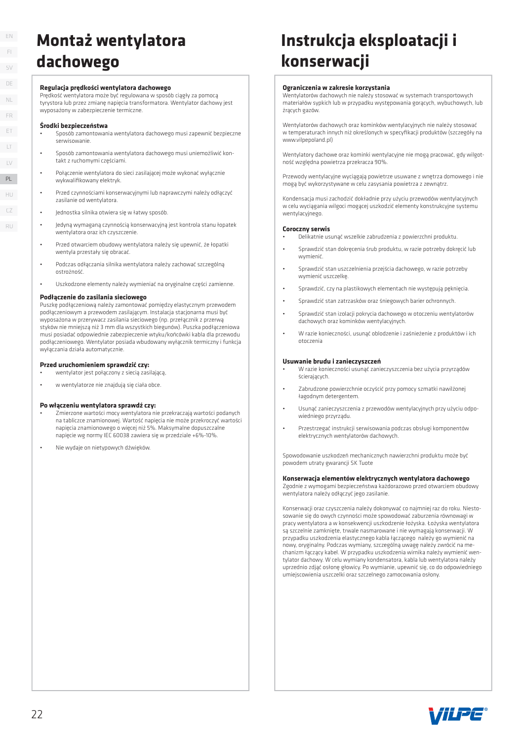# Montaż wentylatora dachowego

**Regulacja prędkości wentylatora dachowego**
Prędkość wentylatora może być regulowana w sposób ciągły za pomocą tyrystora lub przez zmianę napięcia transformatora. Wentylator dachowy jest wyposażony w zabezpieczenie termiczne.

**Środki bezpieczeństwa**

- Sposób zamontowania wentylatora dachowego musi zapewnić bezpieczne serwisowanie.
- Sposób zamontowania wentylatora dachowego musi uniemożliwić kontakt z ruchomymi częściami.
- Połączenie wentylatora do sieci zasilającej może wykonać wyłącznie wykwalifikowany elektryk.
- Przed czynnościami konserwacyjnymi lub naprawczymi należy odłączyć zasilanie od wentylatora.
- Jednostka silnika otwiera się w łatwy sposób.
- Jedyną wymaganą czynnością konserwacyjną jest kontrola stanu łopatek wentylatora oraz ich czyszczenie.
- Przed otwarciem obudowy wentylatora należy się upewnić, że łopatki wentyla przestały się obracać.
- Podczas odłączania silnika wentylatora należy zachować szczególną ostrożność.
- Uszkodzone elementy należy wymieniać na oryginalne części zamienne.

**Podłączenie do zasilania sieciowego**
Puszkę podłączeniową należy zamontować pomiędzy elastycznym przewodem podłączeniowym a przewodem zasilającym. Instalacja stacjonarna musi być wyposażona w przerywacz zasilania sieciowego (np. przełącznik z przerwą styków nie mniejszą niż 3 mm dla wszystkich biegunów). Puszka podłączeniowa musi posiadać odpowiednie zabezpieczenie wtyku/końcówki kabla dla przewodu podłączeniowego. Wentylator posiada wbudowany wyłącznik termiczny i funkcja wyłączania działa automatycznie.

**Przed uruchomieniem sprawdzić czy:**

- wentylator jest połączony z siecią zasilającą,
- w wentylatorze nie znajdują się ciała obce.

**Po włączeniu wentylatora sprawdź czy:**

- Zmierzone wartości mocy wentylatora nie przekraczają wartości podanych na tabliczce znamionowej. Wartość napięcia nie może przekroczyć wartości napięcia znamionowego o więcej niż 5%. Maksymalne dopuszczalne napięcie wg normy IEC 60038 zawiera się w przedziale +6%-10%.
- Nie wydaje on nietypowych dźwięków.

# Instrukcja eksploatacji i konserwacji

**Ograniczenia w zakresie korzystania**
Wentylatorów dachowych nie należy stosować w systemach transportowych materiałów sypkich lub w przypadku występowania gorących, wybuchowych, lub żrących gazów.

Wentylatorów dachowych oraz kominków wentylacyjnych nie należy stosować w temperaturach innych niż określonych w specyfikacji produktów (szczegóły na www.vilpepoland.pl)

Wentylatory dachowe oraz kominki wentylacyjne nie mogą pracować, gdy wilgotność względna powietrza przekracza 90%.

Przewody wentylacyjne wyciągają powietrze usuwane z wnętrza domowego i nie mogą być wykorzystywane w celu zasysania powietrza z zewnątrz.

Kondensacja musi zachodzić dokładnie przy użyciu przewodów wentylacyjnych w celu wyciągania wilgoci mogącej uszkodzić elementy konstrukcyjne systemu wentylacyjnego.

**Coroczny serwis**

- Delikatnie usunąć wszelkie zabrudzenia z powierzchni produktu.
- Sprawdzić stan dokręcenia śrub produktu, w razie potrzeby dokręcić lub wymienić.
- Sprawdzić stan uszczelnienia przejścia dachowego, w razie potrzeby wymienić uszczelkę.
- Sprawdzić, czy na plastikowych elementach nie występują pęknięcia.
- Sprawdzić stan zatrzasków oraz śniegowych barier ochronnych.
- Sprawdzić stan izolacji pokrycia dachowego w otoczeniu wentylatorów dachowych oraz kominków wentylacyjnych.
- W razie konieczności, usunąć oblodzenie i zaśnieżenie z produktów i ich otoczenia

**Usuwanie brudu i zanieczyszczeń**

- W razie konieczności usunąć zanieczyszczenia bez użycia przyrządów ścierających.
- Zabrudzone powierzchnie oczyścić przy pomocy szmatki nawilżonej łagodnym detergentem.
- Usunąć zanieczyszczenia z przewodów wentylacyjnych przy użyciu odpowiedniego przyrządu.
- Przestrzegać instrukcji serwisowania podczas obsługi komponentów elektrycznych wentylatorów dachowych.

Spowodowanie uszkodzeń mechanicznych nawierzchni produktu może być powodem utraty gwarancji SK Tuote

**Konserwacja elementów elektrycznych wentylatora dachowego**
Zgodnie z wymogami bezpieczeństwa każdorazowo przed otwarciem obudowy wentylatora należy odłączyć jego zasilanie.

Konserwacji oraz czyszczenia należy dokonywać co najmniej raz do roku. Niestosowanie się do owych czynności może spowodować zaburzenia równowagi w pracy wentylatora a w konsekwencji uszkodzenie łożyska. Łożyska wentylatora są szczelnie zamknięte, trwale nasmarowane i nie wymagają konserwacji. W przypadku uszkodzenia elastycznego kabla łączącego należy go wymienić na nowy, oryginalny. Podczas wymiany, szczególną uwagę należy zwrócić na mechanizm łączący kabel. W przypadku uszkodzenia wirnika należy wymienić wentylator dachowy. W celu wymiany kondensatora, kabla lub wentylatora należy uprzednio zdjąć osłonę głowicy. Po wymianie, upewnić się, co do odpowiedniego umiejscowienia uszczelki oraz szczelnego zamocowania osłony.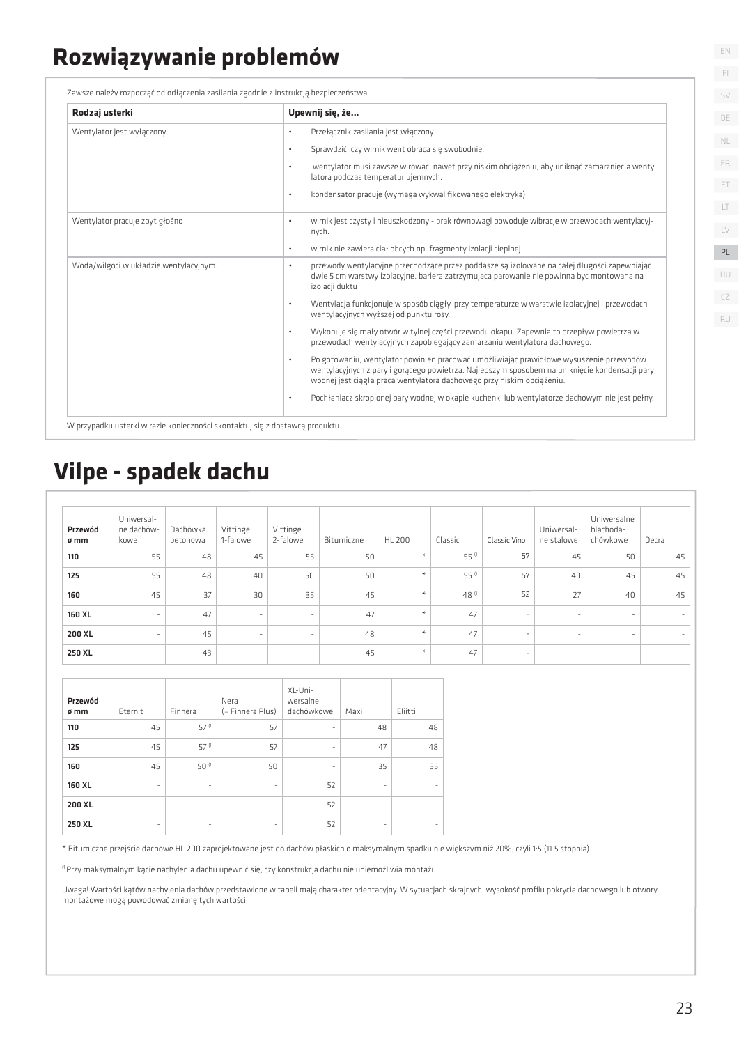# Rozwiązywanie problemów

Zawsze należy rozpocząć od odłączenia zasilania zgodnie z instrukcją bezpieczeństwa.

| **Rodzaj usterki** | **Upewnij się, że...** |
|---|---|
| Wentylator jest wyłączony | • Przełącznik zasilania jest włączony<br>• Sprawdzić, czy wirnik went obraca się swobodnie.<br>• wentylator musi zawsze wirować, nawet przy niskim obciążeniu, aby uniknąć zamarznięcia wentylatora podczas temperatur ujemnych.<br>• kondensator pracuje (wymaga wykwalifikowanego elektryka) |
| Wentylator pracuje zbyt głośno | • wirnik jest czysty i nieuszkodzony - brak równowagi powoduje wibracje w przewodach wentylacyjnych.<br>• wirnik nie zawiera ciał obcych np. fragmenty izolacji cieplnej |
| Woda/wilgoci w układzie wentylacyjnym. | • przewody wentylacyjne przechodzące przez poddasze są izolowane na całej długości zapewniając dwie 5 cm warstwy izolacyjne. bariera zatrzymujaca parowanie nie powinna byc montowana na izolacji duktu<br>• Wentylacja funkcjonuje w sposób ciągły, przy temperaturze w warstwie izolacyjnej i przewodach wentylacyjnych wyższej od punktu rosy.<br>• Wykonuje się mały otwór w tylnej części przewodu okapu. Zapewnia to przepływ powietrza w przewodach wentylacyjnych zapobiegający zamarzaniu wentylatora dachowego.<br>• Po gotowaniu, wentylator powinien pracować umożliwiając prawidłowe wysuszenie przewodów wentylacyjnych z pary i gorącego powietrza. Najlepszym sposobem na uniknięcie kondensacji pary wodnej jest ciągła praca wentylatora dachowego przy niskim obciążeniu.<br>• Pochłaniacz skroplonej pary wodnej w okapie kuchenki lub wentylatorze dachowym nie jest pełny. |

W przypadku usterki w razie konieczności skontaktuj się z dostawcą produktu.

# Vilpe - spadek dachu

| **Przewód ø mm** | Uniwersalne dachówkowe | Dachówka betonowa | Vittinge 1-falowe | Vittinge 2-falowe | Bitumiczne | HL 200 | Classic | Classic Vino | Uniwersalne stalowe | Uniwersalne blachodachówkowe | Decra |
|---|---|---|---|---|---|---|---|---|---|---|---|
| **110** | 55 | 48 | 45 | 55 | 50 | * | 55 [1] | 57 | 45 | 50 | 45 |
| **125** | 55 | 48 | 40 | 50 | 50 | * | 55 [1] | 57 | 40 | 45 | 45 |
| **160** | 45 | 37 | 30 | 35 | 45 | * | 48 [1] | 52 | 27 | 40 | 45 |
| **160 XL** | - | 47 | - | - | 47 | * | 47 | - | - | - | - |
| **200 XL** | - | 45 | - | - | 48 | * | 47 | - | - | - | - |
| **250 XL** | - | 43 | - | - | 45 | * | 47 | - | - | - | - |

| **Przewód ø mm** | Eternit | Finnera | Nera (= Finnera Plus) | XL-Uniwersalne dachówkowe | Maxi | Eliitti |
|---|---|---|---|---|---|---|
| **110** | 45 | 57 [1] | 57 | - | 48 | 48 |
| **125** | 45 | 57 [1] | 57 | - | 47 | 48 |
| **160** | 45 | 50 [1] | 50 | - | 35 | 35 |
| **160 XL** | - | - | - | 52 | - | - |
| **200 XL** | - | - | - | 52 | - | - |
| **250 XL** | - | - | - | 52 | - | - |

* Bitumiczne przejście dachowe HL 200 zaprojektowane jest do dachów płaskich o maksymalnym spadku nie większym niż 20%, czyli 1:5 (11.5 stopnia).

[1] Przy maksymalnym kącie nachylenia dachu upewnić się, czy konstrukcja dachu nie uniemożliwia montażu.

Uwaga! Wartości kątów nachylenia dachów przedstawione w tabeli mają charakter orientacyjny. W sytuacjach skrajnych, wysokość profilu pokrycia dachowego lub otwory montażowe mogą powodować zmianę tych wartości.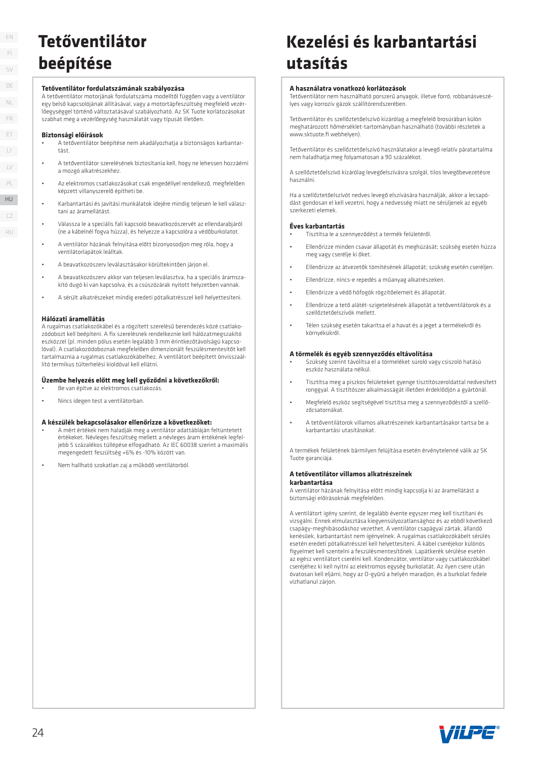# Tetőventilátor beépítése

### Tetőventilátor fordulatszámának szabályozása

A tetőventilátor motorjának fordulatszáma modelltől függően vagy a ventilátor egy belső kapcsolójának állításával, vagy a motortápfeszültség megfelelő vezérlőegységgel történő változtatásával szabályozható. Az SK Tuote korlátozásokat szabhat meg a vezérlőegység használatát vagy típusát illetően.

### Biztonsági előírások

- A tetőventilátor beépítése nem akadályozhatja a biztonságos karbantartást.
- A tetőventilátor szerelésének biztosítania kell, hogy ne lehessen hozzáérni a mozgó alkatrészekhez.
- Az elektromos csatlakozásokat csak engedéllyel rendelkező, megfelelően képzett villanyszerelő építheti be.
- Karbantartási és javítási munkálatok idejére mindig teljesen le kell választani az áramellátást.
- Válassza le a speciális fali kapcsoló beavatkozószervét az ellendarabjáról (ne a kábelnél fogva húzza), és helyezze a kapcsolóra a védőburkolatot.
- A ventilátor házának felnyitása előtt bizonyosodjon meg róla, hogy a ventilátorlapátok leálltak.
- A beavatkozószerv leválasztásakor körültekintően járjon el.
- A beavatkozószerv akkor van teljesen leválasztva, ha a speciális áramszakító dugó ki van kapcsolva, és a csúszózárak nyitott helyzetben vannak.
- A sérült alkatrészeket mindig eredeti pótalkatrésszel kell helyettesíteni.

### Hálózati áramellátás

A rugalmas csatlakozókábel és a rögzített szerelésű berendezés közé csatlakozódobozt kell beépíteni. A fix szerelésnek rendelkeznie kell hálózatmegszakító eszközzel (pl. minden pólus esetén legalább 3 mm érintkezőtávolságú kapcsolóval). A csatlakozódoboznak megfelelően dimenzionált feszülésmentesítőt kell tartalmaznia a rugalmas csatlakozókábelhez. A ventilátort beépített önvisszaállító termikus túlterhelési kioldóval kell ellátni.

### Üzembe helyezés előtt meg kell győződni a következőkről:

- Be van építve az elektromos csatlakozás.
- Nincs idegen test a ventilátorban.

### A készülék bekapcsolásakor ellenőrizze a következőket:

- A mért értékek nem haladják meg a ventilátor adattábláján feltüntetett értékeket. Névleges feszültség mellett a névleges áram értékének legfeljebb 5 százalékos túllépése elfogadható. Az IEC 60038 szerint a maximális megengedett feszültség +6% és -10% között van.
- Nem hallható szokatlan zaj a működő ventilátorból.

# Kezelési és karbantartási utasítás

### A használatra vonatkozó korlátozások

Tetőventilátor nem használható porszerű anyagok, illetve forró, robbanásveszélyes vagy korrozív gázok szállítórendszerében.

Tetőventilátor és szellőztetőelszívó kizárólag a megfelelő brosúrában külön meghatározott hőmérséklet-tartományban használható (további részletek a www.sktuote.fi webhelyen).

Tetőventilátor és szellőztetőelszívó használatakor a levegő relatív páratartalma nem haladhatja meg folyamatosan a 90 százalékot.

A szellőztetőelszívó kizárólag levegőelszívásra szolgál, tilos levegőbevezetésre használni.

Ha a szellőztetőelszívót nedves levegő elszívására használják, akkor a lecsapódást gondosan el kell vezetni, hogy a nedvesség miatt ne sérüljenek az egyéb szerkezeti elemek.

### Éves karbantartás

- Tisztítsa le a szennyeződést a termék felületéről.
- Ellenőrizze minden csavar állapotát és meghúzását; szükség esetén húzza meg vagy cserélje ki őket.
- Ellenőrizze az átvezetők tömítésének állapotát; szükség esetén cseréljen.
- Ellenőrizze, nincs-e repedés a műanyag alkatrészeken.
- Ellenőrizze a védő hófogók rögzítőelemeit és állapotát.
- Ellenőrizze a tető alátét-szigetelésének állapotát a tetőventilátorok és a szellőztetőelszívók mellett.
- Télen szükség esetén takarítsa el a havat és a jeget a termékekről és környékükről.

### A törmelék és egyéb szennyeződés eltávolítása

- Szükség szerint távolítsa el a törmeléket súroló vagy csiszoló hatású eszköz használata nélkül.
- Tisztítsa meg a piszkos felületeket gyenge tisztítószeroldattal nedvesített ronggyal. A tisztítószer alkalmasságát illetően érdeklődjön a gyártónál.
- Megfelelő eszköz segítségével tisztítsa meg a szennyeződéstől a szellőzőcsatornákat.
- A tetőventilátorok villamos alkatrészeinek karbantartásakor tartsa be a karbantartási utasításokat.

A termékek felületének bármilyen felújítása esetén érvénytelenné válik az SK Tuote garanciája.

### A tetőventilátor villamos alkatrészeinek karbantartása

A ventilátor házának felnyitása előtt mindig kapcsolja ki az áramellátást a biztonsági előírásoknak megfelelően.

A ventilátort igény szerint, de legalább évente egyszer meg kell tisztítani és vizsgálni. Ennek elmulasztása kiegyensúlyozatlansághoz és az ebből következő csapágy-meghibásodáshoz vezethet. A ventilátor csapágyai zártak, állandó kenésűek, karbantartást nem igényelnek. A rugalmas csatlakozókábelt sérülés esetén eredeti pótalkatrésszel kell helyettesíteni. A kábel cseréjekor különös figyelmet kell szentelni a feszülésmentesítőnek. Lapátkerék sérülése esetén az egész ventilátort cserélni kell. Kondenzátor, ventilátor vagy csatlakozókábel cseréjéhez ki kell nyitni az elektromos egység burkolatát. Az ilyen csere után óvatosan kell eljárni, hogy az O-gyűrű a helyén maradjon, és a burkolat fedele vízhatlanul zárjon.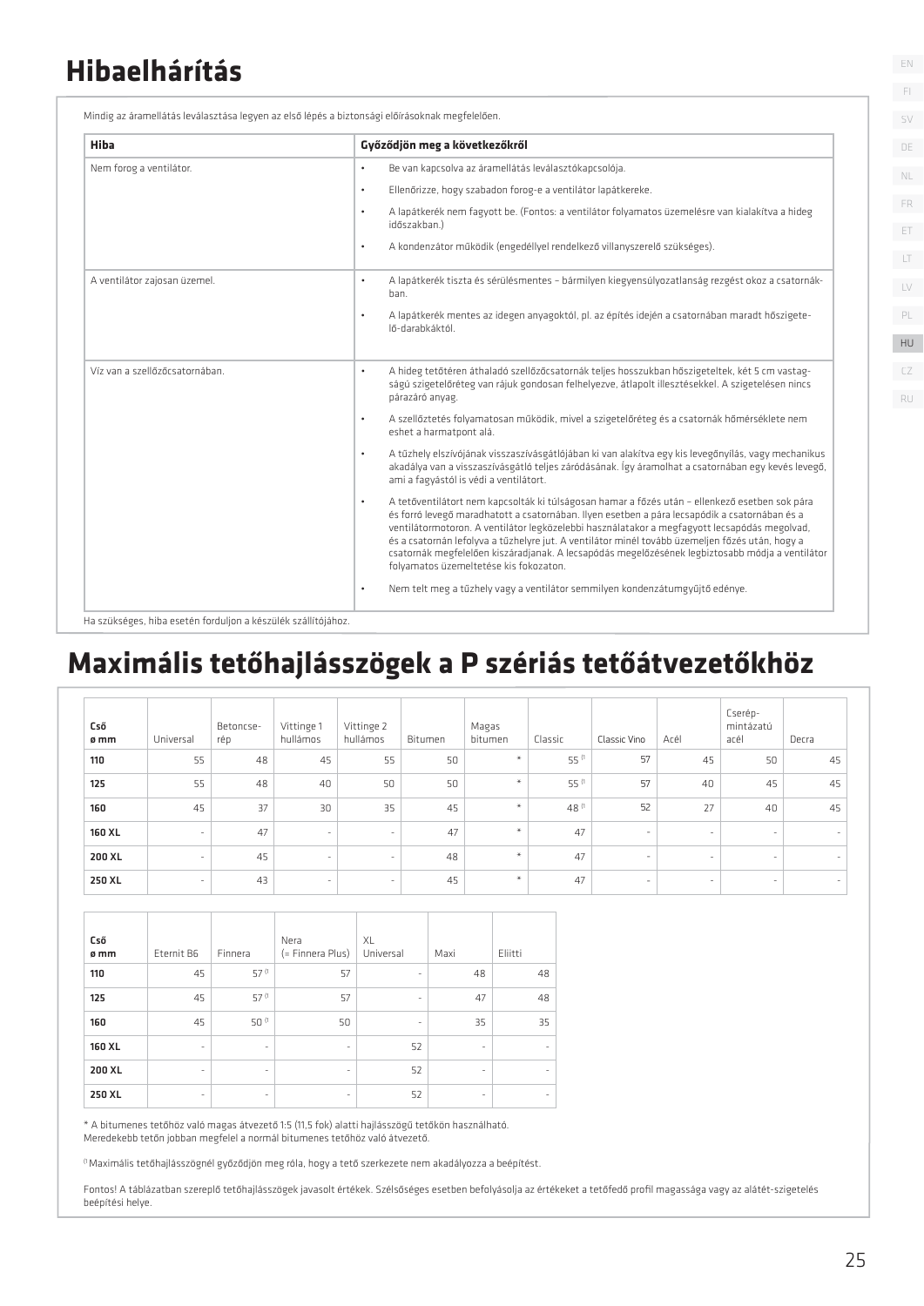# Hibaelhárítás

Mindig az áramellátás leválasztása legyen az első lépés a biztonsági előírásoknak megfelelően.

| Hiba | Győződjön meg a következőkről |
|---|---|
| Nem forog a ventilátor. | • Be van kapcsolva az áramellátás leválasztókapcsolója.<br>• Ellenőrizze, hogy szabadon forog-e a ventilátor lapátkereke.<br>• A lapátkerék nem fagyott be. (Fontos: a ventilátor folyamatos üzemelésre van kialakítva a hideg időszakban.)<br>• A kondenzátor működik (engedéllyel rendelkező villanyszerelő szükséges). |
| A ventilátor zajosan üzemel. | • A lapátkerék tiszta és sérülésmentes – bármilyen kiegyensúlyozatlanság rezgést okoz a csatornákban.<br>• A lapátkerék mentes az idegen anyagoktól, pl. az építés idején a csatornában maradt hőszigetelő-darabkáktól. |
| Víz van a szellőzőcsatornában. | • A hideg tetőtéren áthaladó szellőzőcsatornák teljes hosszukban hőszigeteltek, két 5 cm vastagságú szigetelőréteg van rájuk gondosan felhelyezve, átlapolt illesztésekkel. A szigetelésen nincs párazáró anyag.<br>• A szellőztetés folyamatosan működik, mivel a szigetelőréteg és a csatornák hőmérséklete nem eshet a harmatpont alá.<br>• A tűzhely elszívójának visszaszívásgátlójában ki van alakítva egy kis levegőnyílás, vagy mechanikus akadálya van a visszaszívásgátló teljes záródásának. Így áramolhat a csatornában egy kevés levegő, ami a fagyástól is védi a ventilátort.<br>• A tetőventilátort nem kapcsolták ki túlságosan hamar a főzés után – ellenkező esetben sok pára és forró levegő maradhatott a csatornában. Ilyen esetben a pára lecsapódik a csatornában és a ventilátormotoron. A ventilátor legközelebbi használatakor a megfagyott lecsapódás megolvad, és a csatornán lefolyva a tűzhelyre jut. A ventilátor minél tovább üzemeljen főzés után, hogy a csatornák megfelelően kiszáradjanak. A lecsapódás megelőzésének legbiztosabb módja a ventilátor folyamatos üzemeltetése kis fokozaton.<br>• Nem telt meg a tűzhely vagy a ventilátor semmilyen kondenzátumgyűjtő edénye. |

Ha szükséges, hiba esetén forduljon a készülék szállítójához.

# Maximális tetőhajlásszögek a P szériás tetőátvezetőkhöz

| Cső ø mm | Universal | Betoncserép | Vittinge 1 hullámos | Vittinge 2 hullámos | Bitumen | Magas bitumen | Classic | Classic Vino | Acél | Cserépmintázatú acél | Decra |
|---|---|---|---|---|---|---|---|---|---|---|---|
| **110** | 55 | 48 | 45 | 55 | 50 | * | 55 [1] | 57 | 45 | 50 | 45 |
| **125** | 55 | 48 | 40 | 50 | 50 | * | 55 [1] | 57 | 40 | 45 | 45 |
| **160** | 45 | 37 | 30 | 35 | 45 | * | 48 [1] | 52 | 27 | 40 | 45 |
| **160 XL** | - | 47 | - | - | 47 | * | 47 | - | - | - | - |
| **200 XL** | - | 45 | - | - | 48 | * | 47 | - | - | - | - |
| **250 XL** | - | 43 | - | - | 45 | * | 47 | - | - | - | - |

| Cső ø mm | Eternit B6 | Finnera | Nera (= Finnera Plus) | XL Universal | Maxi | Eliitti |
|---|---|---|---|---|---|---|
| **110** | 45 | 57 [1] | 57 | - | 48 | 48 |
| **125** | 45 | 57 [1] | 57 | - | 47 | 48 |
| **160** | 45 | 50 [1] | 50 | - | 35 | 35 |
| **160 XL** | - | - | - | 52 | - | - |
| **200 XL** | - | - | - | 52 | - | - |
| **250 XL** | - | - | - | 52 | - | - |

* A bitumenes tetőhöz való magas átvezető 1:5 (11,5 fok) alatti hajlásszögű tetőkön használható. Meredekebb tetőn jobban megfelel a normál bitumenes tetőhöz való átvezető.

[1] Maximális tetőhajlásszögnél győződjön meg róla, hogy a tető szerkezete nem akadályozza a beépítést.

Fontos! A táblázatban szereplő tetőhajlásszögek javasolt értékek. Szélsőséges esetben befolyásolja az értékeket a tetőfedő profil magassága vagy az alátét-szigetelés beépítési helye.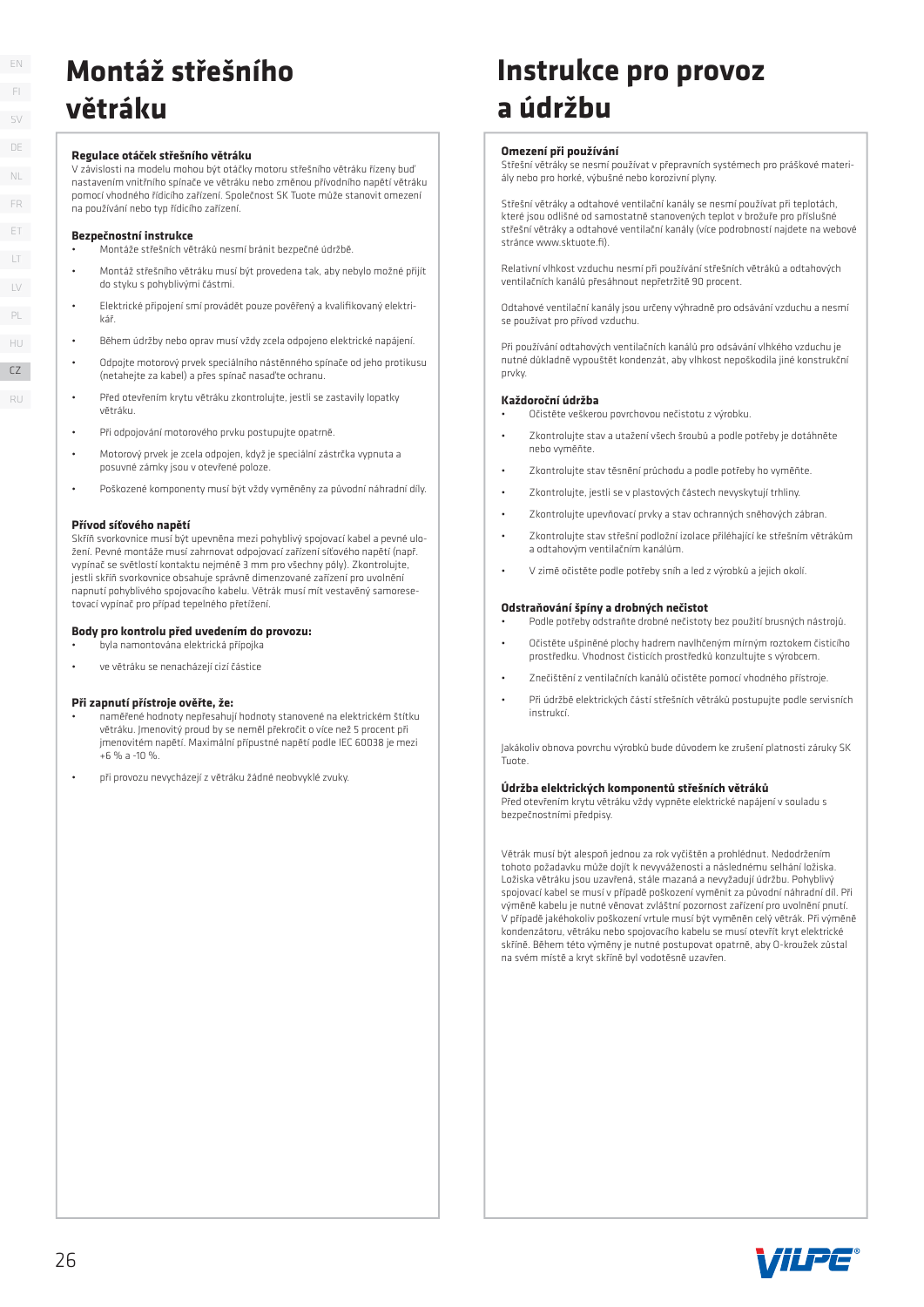# Montáž střešního větráku

### Regulace otáček střešního větráku

V závislosti na modelu mohou být otáčky motoru střešního větráku řízeny buď nastavením vnitřního spínače ve větráku nebo změnou přívodního napětí větráku pomocí vhodného řídicího zařízení. Společnost SK Tuote může stanovit omezení na používání nebo typ řídicího zařízení.

### Bezpečnostní instrukce

- Montáže střešních větráků nesmí bránit bezpečné údržbě.
- Montáž střešního větráku musí být provedena tak, aby nebylo možné přijít do styku s pohyblivými částmi.
- Elektrické připojení smí provádět pouze pověřený a kvalifikovaný elektrikář.
- Během údržby nebo oprav musí vždy zcela odpojeno elektrické napájení.
- Odpojte motorový prvek speciálního nástěnného spínače od jeho protikusu (netahejte za kabel) a přes spínač nasaďte ochranu.
- Před otevřením krytu větráku zkontrolujte, jestli se zastavily lopatky větráku.
- Při odpojování motorového prvku postupujte opatrně.
- Motorový prvek je zcela odpojen, když je speciální zástrčka vypnuta a posuvné zámky jsou v otevřené poloze.
- Poškozené komponenty musí být vždy vyměněny za původní náhradní díly.

### Přívod síťového napětí

Skříň svorkovnice musí být upevněna mezi pohyblivý spojovací kabel a pevné uložení. Pevné montáže musí zahrnovat odpojovací zařízení síťového napětí (např. vypínač se světlostí kontaktu nejméně 3 mm pro všechny póly). Zkontrolujte, jestli skříň svorkovnice obsahuje správně dimenzované zařízení pro uvolnění napnutí pohyblivého spojovacího kabelu. Větrák musí mít vestavěný samoresetovací vypínač pro případ tepelného přetížení.

### Body pro kontrolu před uvedením do provozu:

- byla namontována elektrická přípojka
- ve větráku se nenacházejí cizí částice

### Při zapnutí přístroje ověřte, že:

- naměřené hodnoty nepřesahují hodnoty stanovené na elektrickém štítku větráku. Jmenovitý proud by se neměl překročit o více než 5 procent při jmenovitém napětí. Maximální přípustné napětí podle IEC 60038 je mezi +6 % a -10 %.
- při provozu nevycházejí z větráku žádné neobvyklé zvuky.

# Instrukce pro provoz a údržbu

### Omezení při používání

Střešní větráky se nesmí používat v přepravních systémech pro práškové materiály nebo pro horké, výbušné nebo korozivní plyny.

Střešní větráky a odtahové ventilační kanály se nesmí používat při teplotách, které jsou odlišné od samostatně stanovených teplot v brožuře pro příslušné střešní větráky a odtahové ventilační kanály (více podrobností najdete na webové stránce www.sktuote.fi).

Relativní vlhkost vzduchu nesmí při používání střešních větráků a odtahových ventilačních kanálů přesáhnout nepřetržitě 90 procent.

Odtahové ventilační kanály jsou určeny výhradně pro odsávání vzduchu a nesmí se používat pro přívod vzduchu.

Při používání odtahových ventilačních kanálů pro odsávání vlhkého vzduchu je nutné důkladně vypouštět kondenzát, aby vlhkost nepoškodila jiné konstrukční prvky.

### Každoroční údržba

- Očistěte veškerou povrchovou nečistotu z výrobku.
- Zkontrolujte stav a utažení všech šroubů a podle potřeby je dotáhněte nebo vyměňte.
- Zkontrolujte stav těsnění průchodu a podle potřeby ho vyměňte.
- Zkontrolujte, jestli se v plastových částech nevyskytují trhliny.
- Zkontrolujte upevňovací prvky a stav ochranných sněhových zábran.
- Zkontrolujte stav střešní podložní izolace přiléhající ke střešním větrákům a odtahovým ventilačním kanálům.
- V zimě očistěte podle potřeby sníh a led z výrobků a jejich okolí.

### Odstraňování špíny a drobných nečistot

- Podle potřeby odstraňte drobné nečistoty bez použití brusných nástrojů.
- Očistěte ušpiněné plochy hadrem navlhčeným mírným roztokem čisticího prostředku. Vhodnost čisticích prostředků konzultujte s výrobcem.
- Znečištění z ventilačních kanálů očistěte pomocí vhodného přístroje.
- Při údržbě elektrických částí střešních větráků postupujte podle servisních instrukcí.

Jakákoliv obnova povrchu výrobků bude důvodem ke zrušení platnosti záruky SK Tuote.

### Údržba elektrických komponentů střešních větráků

Před otevřením krytu větráku vždy vypněte elektrické napájení v souladu s bezpečnostními předpisy.

Větrák musí být alespoň jednou za rok vyčištěn a prohlédnut. Nedodržením tohoto požadavku může dojít k nevyváženosti a následnému selhání ložiska. Ložiska větráku jsou uzavřená, stále mazaná a nevyžadují údržbu. Pohyblivý spojovací kabel se musí v případě poškození vyměnit za původní náhradní díl. Při výměně kabelu je nutné věnovat zvláštní pozornost zařízení pro uvolnění pnutí. V případě jakéhokoliv poškození vrtule musí být vyměněn celý větrák. Při výměně kondenzátoru, větráku nebo spojovacího kabelu se musí otevřít kryt elektrické skříně. Během této výměny je nutné postupovat opatrně, aby O-kroužek zůstal na svém místě a kryt skříně byl vodotěsně uzavřen.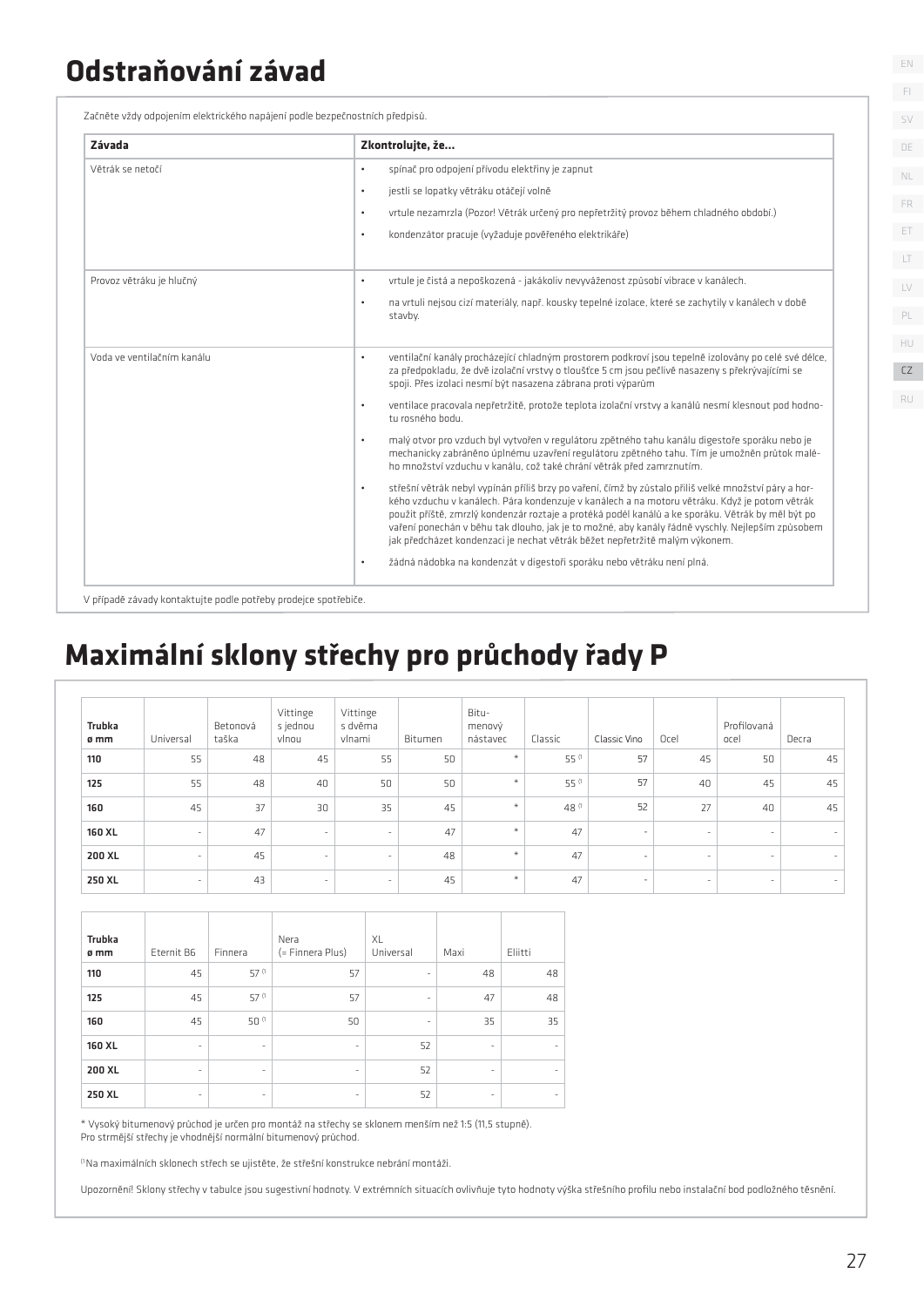# Odstraňování závad

Začněte vždy odpojením elektrického napájení podle bezpečnostních předpisů.

| Závada | Zkontrolujte, že... |
|---|---|
| Větrák se netočí | • spínač pro odpojení přívodu elektřiny je zapnut<br>• jestli se lopatky větráku otáčejí volně<br>• vrtule nezamrzla (Pozor! Větrák určený pro nepřetržitý provoz během chladného období.)<br>• kondenzátor pracuje (vyžaduje pověřeného elektrikáře) |
| Provoz větráku je hlučný | • vrtule je čistá a nepoškozená - jakákoliv nevyváženost způsobí vibrace v kanálech.<br>• na vrtuli nejsou cizí materiály, např. kousky tepelné izolace, které se zachytily v kanálech v době stavby. |
| Voda ve ventilačním kanálu | • ventilační kanály procházející chladným prostorem podkroví jsou tepelně izolovány po celé své délce, za předpokladu, že dvě izolační vrstvy o tloušťce 5 cm jsou pečlivě nasazeny s překrývajícími se spoji. Přes izolaci nesmí být nasazena zábrana proti výparům<br>• ventilace pracovala nepřetržitě, protože teplota izolační vrstvy a kanálů nesmí klesnout pod hodnotu rosného bodu.<br>• malý otvor pro vzduch byl vytvořen v regulátoru zpětného tahu kanálu digestoře sporáku nebo je mechanicky zabráněno úplnému uzavření regulátoru zpětného tahu. Tím je umožněn průtok malého množství vzduchu v kanálu, což také chrání větrák před zamrznutím.<br>• střešní větrák nebyl vypínán příliš brzy po vaření, čímž by zůstalo příliš velké množství páry a horkého vzduchu v kanálech. Pára kondenzuje v kanálech a na motoru větráku. Když je potom větrák použit příště, zmrzlý kondenzát roztaje a protéká podél kanálů a ke sporáku. Větrák by měl být po vaření ponechán v běhu tak dlouho, jak je to možné, aby kanály řádně vyschly. Nejlepším způsobem jak předcházet kondenzaci je nechat větrák běžet nepřetržitě malým výkonem.<br>• žádná nádobka na kondenzát v digestoři sporáku nebo větráku není plná. |

V případě závady kontaktujte podle potřeby prodejce spotřebiče.

# Maximální sklony střechy pro průchody řady P

| Trubka ø mm | Universal | Betonová taška | Vittinge s jednou vlnou | Vittinge s dvěma vlnami | Bitumen | Bitumenový nástavec | Classic | Classic Vino | Ocel | Profilovaná ocel | Decra |
|---|---|---|---|---|---|---|---|---|---|---|---|
| 110 | 55 | 48 | 45 | 55 | 50 | * | 55 [1] | 57 | 45 | 50 | 45 |
| 125 | 55 | 48 | 40 | 50 | 50 | * | 55 [1] | 57 | 40 | 45 | 45 |
| 160 | 45 | 37 | 30 | 35 | 45 | * | 48 [1] | 52 | 27 | 40 | 45 |
| 160 XL | - | 47 | - | - | 47 | * | 47 | - | - | - | - |
| 200 XL | - | 45 | - | - | 48 | * | 47 | - | - | - | - |
| 250 XL | - | 43 | - | - | 45 | * | 47 | - | - | - | - |

| Trubka ø mm | Eternit B6 | Finnera | Nera (= Finnera Plus) | XL Universal | Maxi | Eliitti |
|---|---|---|---|---|---|---|
| 110 | 45 | 57 [1] | 57 | - | 48 | 48 |
| 125 | 45 | 57 [1] | 57 | - | 47 | 48 |
| 160 | 45 | 50 [1] | 50 | - | 35 | 35 |
| 160 XL | - | - | - | 52 | - | - |
| 200 XL | - | - | - | 52 | - | - |
| 250 XL | - | - | - | 52 | - | - |

* Vysoký bitumenový průchod je určen pro montáž na střechy se sklonem menším než 1:5 (11,5 stupně).
Pro strmější střechy je vhodnější normální bitumenový průchod.

[1] Na maximálních sklonech střech se ujistěte, že střešní konstrukce nebrání montáži.

Upozornění! Sklony střechy v tabulce jsou sugestivní hodnoty. V extrémních situacích ovlivňuje tyto hodnoty výška střešního profilu nebo instalační bod podložného těsnění.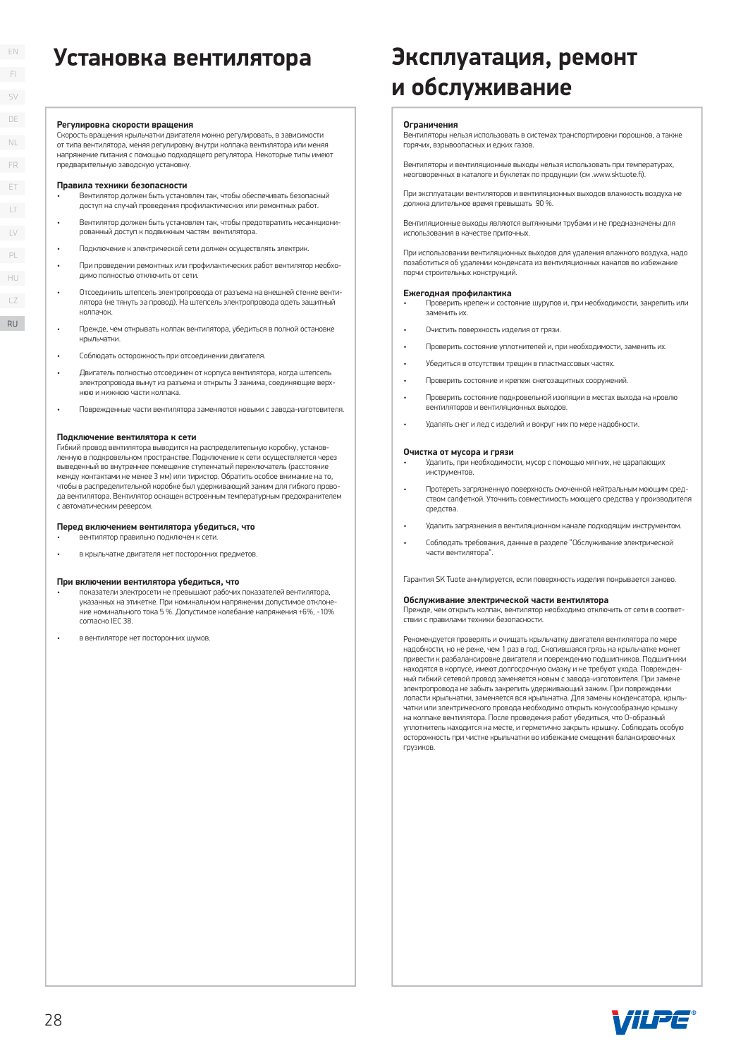# Установка вентилятора

### Регулировка скорости вращения

Скорость вращения крыльчатки двигателя можно регулировать, в зависимости от типа вентилятора, меняя регулировку внутри колпака вентилятора или меняя напряжение питания с помощью подходящего регулятора. Некоторые типы имеют предварительную заводскую установку.

### Правила техники безопасности

- Вентилятор должен быть установлен так, чтобы обеспечивать безопасный доступ на случай проведения профилактических или ремонтных работ.
- Вентилятор должен быть установлен так, чтобы предотвратить несанкционированный доступ к подвижным частям вентилятора.
- Подключение к электрической сети должен осуществлять электрик.
- При проведении ремонтных или профилактических работ вентилятор необходимо полностью отключить от сети.
- Отсоединить штепсель электропровода от разъема на внешней стенке вентилятора (не тянуть за провод). На штепсель электропровода одеть защитный колпачок.
- Прежде, чем открывать колпак вентилятора, убедится в полной остановке крыльчатки.
- Соблюдать осторожность при отсоединении двигателя.
- Двигатель полностью отсоединен от корпуса вентилятора, когда штепсель электропровода вынут из разъема и открыты 3 зажима, соединяющие верхнюю и нижнюю части колпака.
- Поврежденные части вентилятора заменяются новыми с завода-изготовителя.

### Подключение вентилятора к сети

Гибкий провод вентилятора выводится на распределительную коробку, установленную в подкровельном пространстве. Подключение к сети осуществляется через выведенный во внутреннее помещение ступенчатый переключатель (расстояние между контактами не менее 3 мм) или тиристор. Обратить особое внимание на то, чтобы в распределительной коробке был удерживающий зажим для гибкого провода вентилятора. Вентилятор оснащен встроенным температурным предохранителем с автоматическим реверсом.

### Перед включением вентилятора убедиться, что

- вентилятор правильно подключен к сети.
- в крыльчатке двигателя нет посторонних предметов.

### При включении вентилятора убедиться, что

- показатели электросети не превышают рабочих показателей вентилятора, указанных на этикетке. При номинальном напряжении допустимое отклонение номинального тока 5 %. Допустимое колебание напряжения +6%, -10% согласно IEC 38.
- в вентиляторе нет посторонних шумов.

# Эксплуатация, ремонт и обслуживание

### Ограничения

Вентиляторы нельзя использовать в системах транспортировки порошков, а также горячих, взрывоопасных и едких газов.

Вентиляторы и вентиляционные выходы нельзя использовать при температурах, неоговоренных в каталоге и буклетах по продукции (см .www.sktuote.fi).

При эксплуатации вентиляторов и вентиляционных выходов влажность воздуха не должна длительное время превышать 90 %.

Вентиляционные выходы являются вытяжными трубами и не предназначены для использования в качестве приточных.

При использовании вентиляционных выходов для удаления влажного воздуха, надо позаботиться об удалении конденсата из вентиляционных каналов во избежание порчи строительных конструкций.

### Ежегодная профилактика

- Проверить крепеж и состояние шурупов и, при необходимости, закрепить или заменить их.
- Очистить поверхность изделия от грязи.
- Проверить состояние уплотнителей и, при необходимости, заменить их.
- Убедиться в отсутствии трещин в пластмассовых частях.
- Проверить состояние и крепеж снегозащитных сооружений.
- Проверить состояние подкровельной изоляции в местах выхода на кровлю вентиляторов и вентиляционных выходов.
- Удалять снег и лед с изделий и вокруг них по мере надобности.

### Очистка от мусора и грязи

- Удалить, при необходимости, мусор с помощью мягких, не царапающих инструментов.
- Протереть загрязненную поверхность смоченной нейтральным моющим средством салфеткой. Уточнить совместимость моющего средства у производителя средства.
- Удалить загрязнения в вентиляционном канале подходящим инструментом.
- Соблюдать требования, данные в разделе "Обслуживание электрической части вентилятора".

Гарантия SK Tuote аннулируется, если поверхность изделия покрывается заново.

### Обслуживание электрической части вентилятора

Прежде, чем открыть колпак, вентилятор необходимо отключить от сети в соответствии с правилами техники безопасности.

Рекомендуется проверять и очищать крыльчатку двигателя вентилятора по мере надобности, но не реже, чем 1 раз в год. Скопившаяся грязь на крыльчатке может привести к разбалансировке двигателя и повреждению подшипников. Подшипники находятся в корпусе, имеют долгосрочную смазку и не требуют ухода. Поврежденный гибкий сетевой провод заменяется новым с завода-изготовителя. При замене электропровода не забыть закрепить удерживающий зажим. При повреждении лопасти крыльчатки, заменяется вся крыльчатка. Для замены конденсатора, крыльчатки или электрического провода необходимо открыть конусообразную крышку на колпаке вентилятора. После проведения работ убедиться, что O-образный уплотнитель находится на месте, и герметично закрыть крышку. Соблюдать особую осторожность при чистке крыльчатки во избежание смещения балансировочных грузиков.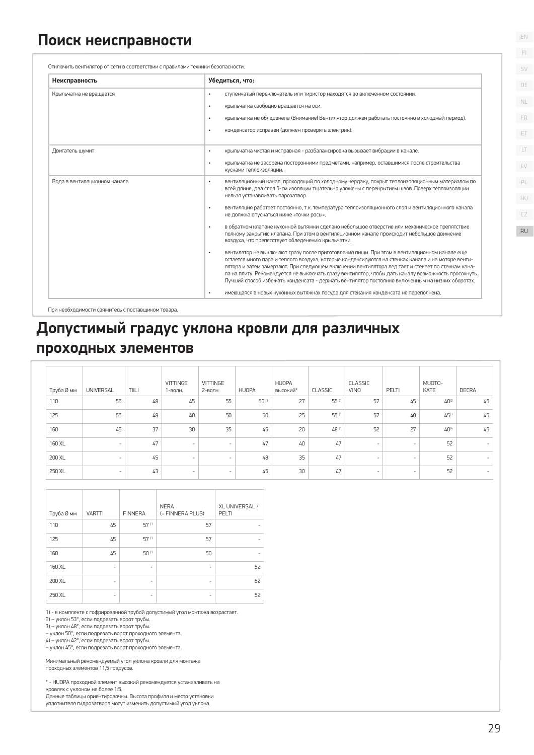# Поиск неисправности

Отключить вентилятор от сети в соответствии с правилами техники безопасности.

| Неисправность | Убедиться, что: |
|---|---|
| Крыльчатка не вращается | • ступенчатый переключатель или тиристор находятся во включенном состоянии.<br>• крыльчатка свободно вращается на оси.<br>• крыльчатка не обледенела (Внимание! Вентилятор должен работать постоянно в холодный период).<br>• конденсатор исправен (должен проверять электрик). |
| Двигатель шумит | • крыльчатка чистая и исправная - разбалансировка вызывает вибрации в канале.<br>• крыльчатка не засорена посторонними предметами, например, оставшимися после строительства кусками теплоизоляции. |
| Вода в вентиляционном канале | • вентиляционный канал, проходящий по холодному чердаку, покрыт теплоизоляционным материалом по всей длине, два слоя 5-см изоляции тщательно уложены с перекрытием швов. Поверх теплоизоляции нельзя устанавливать пароизолятор.<br>• вентиляция работает постоянно, т.к. температура теплоизоляционного слоя и вентиляционного канала не должна опускаться ниже «точки росы».<br>• в обратном клапане кухонной вытяжки сделано небольшое отверстие или механическое препятствие полному закрытию клапана. При этом в вентиляционном канале происходит небольшое движение воздуха, что препятствует обледенению крыльчатки.<br>• вентилятор не выключают сразу после приготовления пищи. При этом в вентиляционном канале еще остается много пара и теплого воздуха, которые конденсируются на стенках канала и на моторе вентилятора и затем замерзают. При следующем включении вентилятора лед тает и стекает по стенкам канала на плиту. Рекомендуется не выключать сразу вентилятор, чтобы дать каналу возможность просохнуть. Лучший способ избежать конденсата - держать вентилятор постоянно включенным на низких оборотах.<br>• имеющаяся в новых кухонных вытяжках посуда для стекания конденсата не переполнена. |

При необходимости свяжитесь с поставщиком товара.

# Допустимый градус уклона кровли для различных проходных элементов

| Труба Ø мм | UNIVERSAL | TIILI | VITTINGE 1-волн. | VITTINGE 2-волн | HUOPA | HUOPA высокий* | CLASSIC | CLASSIC VINO | PELTI | MUOTO-KATE | DECRA |
|---|---|---|---|---|---|---|---|---|---|---|---|
| 110 | 55 | 48 | 45 | 55 | 50 [1] | 27 | 55 [1] | 57 | 45 | 40[2] | 45 |
| 125 | 55 | 48 | 40 | 50 | 50 | 25 | 55 [1] | 57 | 40 | 45[3] | 45 |
| 160 | 45 | 37 | 30 | 35 | 45 | 20 | 48 [1] | 52 | 27 | 40[4] | 45 |
| 160 XL | - | 47 | - | - | 47 | 40 | 47 | - | - | 52 | - |
| 200 XL | - | 45 | - | - | 48 | 35 | 47 | - | - | 52 | - |
| 250 XL | - | 43 | - | - | 45 | 30 | 47 | - | - | 52 | - |

| Труба Ø мм | VARTTI | FINNERA | NERA (= FINNERA PLUS) | XL UNIVERSAL / PELTI |
|---|---|---|---|---|
| 110 | 45 | 57 [1] | 57 | - |
| 125 | 45 | 57 [1] | 57 | - |
| 160 | 45 | 50 [1] | 50 | - |
| 160 XL | - | - | - | 52 |
| 200 XL | - | - | - | 52 |
| 250 XL | - | - | - | 52 |

1) - в комплекте с гофрированной трубой допустимый угол монтажа возрастает.
2) – уклон 53°, если подрезать ворот трубы.
3) – уклон 48°, если подрезать ворот трубы.
– уклон 50°, если подрезать ворот проходного элемента.
4) – уклон 42°, если подрезать ворот трубы.
– уклон 45°, если подрезать ворот проходного элемента.

Минимальный рекомендуемый угол уклона кровли для монтажа проходных элементов 11,5 градусов.

* - HUOPA проходной элемент высокий рекомендуется устанавливать на кровлях с уклоном не более 1:5.
Данные таблицы ориентировочны. Высота профиля и место установки уплотнителя гидрозатвора могут изменить допустимый угол уклона.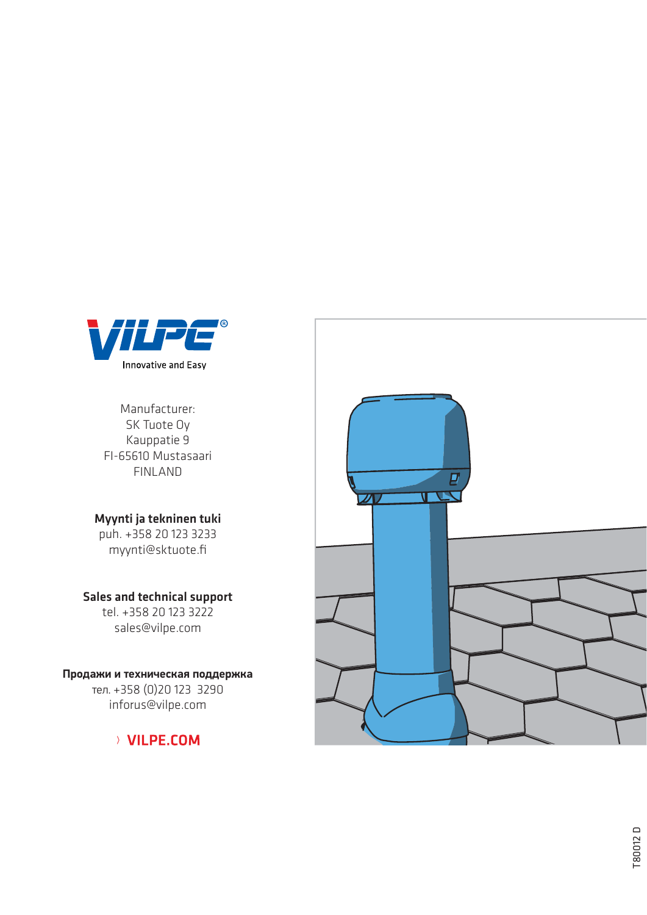VILPE®

Innovative and Easy

Manufacturer:
SK Tuote Oy
Kauppatie 9
FI-65610 Mustasaari
FINLAND

**Myynti ja tekninen tuki**
puh. +358 20 123 3233
myynti@sktuote.fi

**Sales and technical support**
tel. +358 20 123 3222
sales@vilpe.com

**Продажи и техническая поддержка**
тел. +358 (0)20 123 3290
inforus@vilpe.com

› VILPE.COM

T80012 D